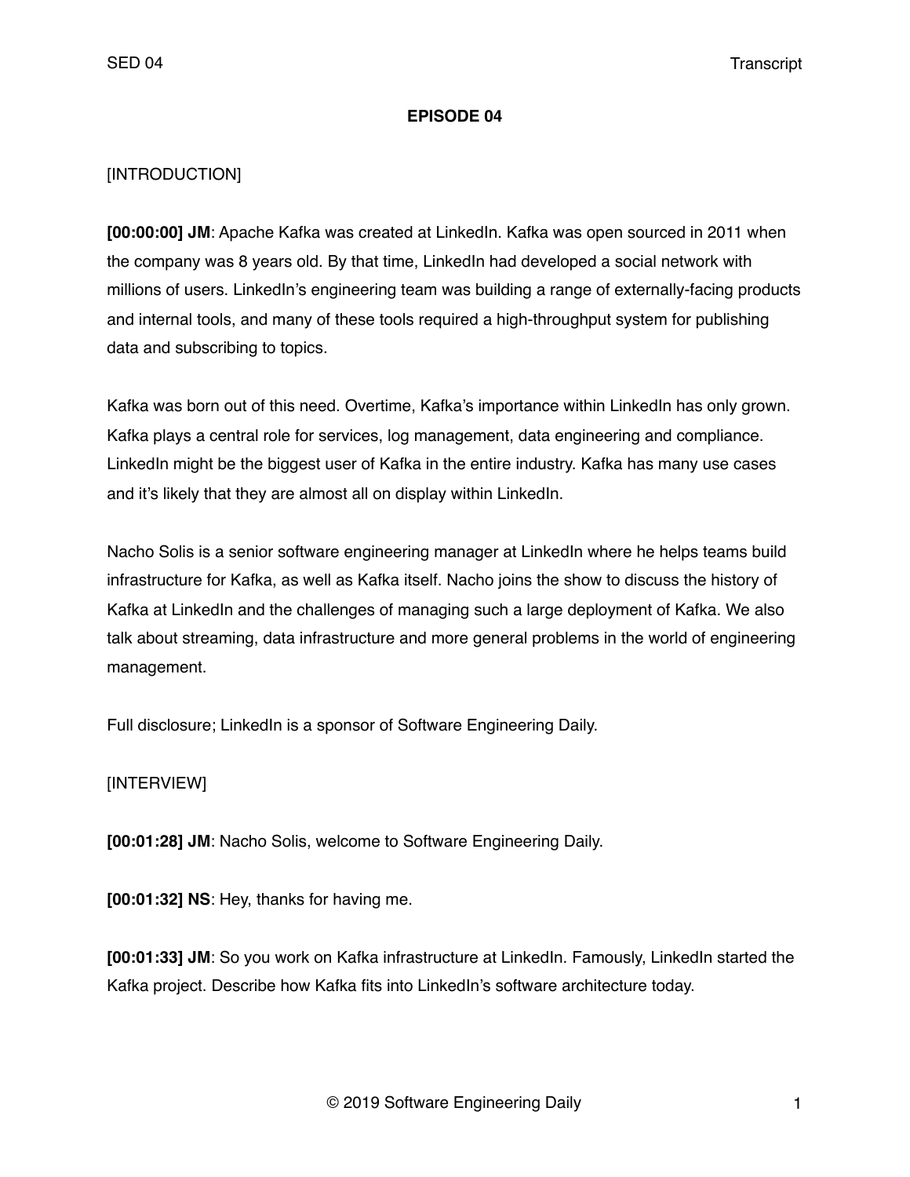**EPISODE 04**

[INTRODUCTION]

**[00:00:00] JM**: Apache Kafka was created at LinkedIn. Kafka was open sourced in 2011 when the company was 8 years old. By that time, LinkedIn had developed a social network with millions of users. LinkedIn's engineering team was building a range of externally-facing products and internal tools, and many of these tools required a high-throughput system for publishing data and subscribing to topics.

Kafka was born out of this need. Overtime, Kafka's importance within LinkedIn has only grown. Kafka plays a central role for services, log management, data engineering and compliance. LinkedIn might be the biggest user of Kafka in the entire industry. Kafka has many use cases and it's likely that they are almost all on display within LinkedIn.

Nacho Solis is a senior software engineering manager at LinkedIn where he helps teams build infrastructure for Kafka, as well as Kafka itself. Nacho joins the show to discuss the history of Kafka at LinkedIn and the challenges of managing such a large deployment of Kafka. We also talk about streaming, data infrastructure and more general problems in the world of engineering management.

Full disclosure; LinkedIn is a sponsor of Software Engineering Daily.

[INTERVIEW]

**[00:01:28] JM**: Nacho Solis, welcome to Software Engineering Daily.

**[00:01:32] NS**: Hey, thanks for having me.

**[00:01:33] JM**: So you work on Kafka infrastructure at LinkedIn. Famously, LinkedIn started the Kafka project. Describe how Kafka fits into LinkedIn's software architecture today.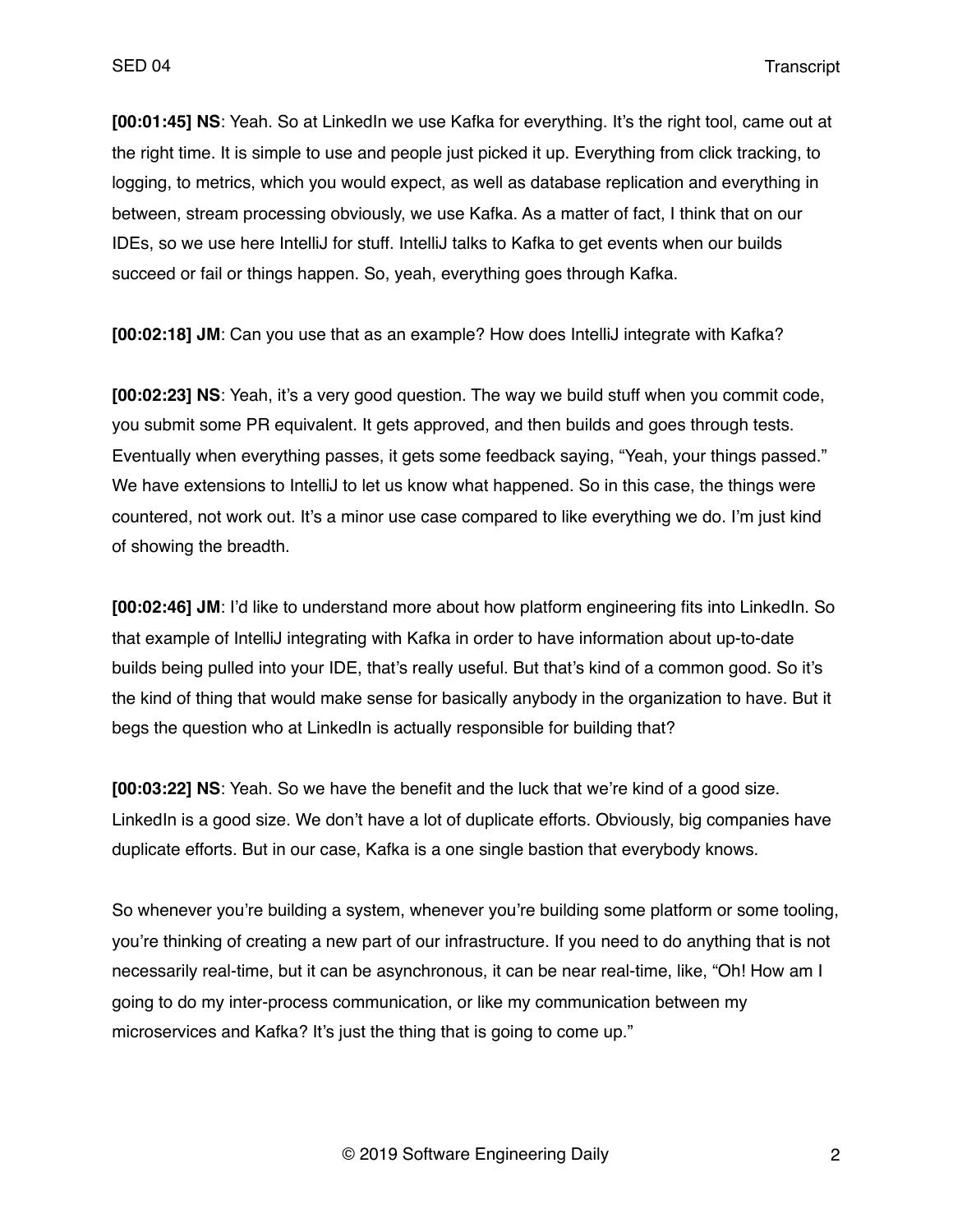**[00:01:45] NS**: Yeah. So at LinkedIn we use Kafka for everything. It's the right tool, came out at the right time. It is simple to use and people just picked it up. Everything from click tracking, to logging, to metrics, which you would expect, as well as database replication and everything in between, stream processing obviously, we use Kafka. As a matter of fact, I think that on our IDEs, so we use here IntelliJ for stuff. IntelliJ talks to Kafka to get events when our builds succeed or fail or things happen. So, yeah, everything goes through Kafka.

**[00:02:18] JM**: Can you use that as an example? How does IntelliJ integrate with Kafka?

**[00:02:23] NS**: Yeah, it's a very good question. The way we build stuff when you commit code, you submit some PR equivalent. It gets approved, and then builds and goes through tests. Eventually when everything passes, it gets some feedback saying, "Yeah, your things passed." We have extensions to IntelliJ to let us know what happened. So in this case, the things were countered, not work out. It's a minor use case compared to like everything we do. I'm just kind of showing the breadth.

**[00:02:46] JM**: I'd like to understand more about how platform engineering fits into LinkedIn. So that example of IntelliJ integrating with Kafka in order to have information about up-to-date builds being pulled into your IDE, that's really useful. But that's kind of a common good. So it's the kind of thing that would make sense for basically anybody in the organization to have. But it begs the question who at LinkedIn is actually responsible for building that?

**[00:03:22] NS**: Yeah. So we have the benefit and the luck that we're kind of a good size. LinkedIn is a good size. We don't have a lot of duplicate efforts. Obviously, big companies have duplicate efforts. But in our case, Kafka is a one single bastion that everybody knows.

So whenever you're building a system, whenever you're building some platform or some tooling, you're thinking of creating a new part of our infrastructure. If you need to do anything that is not necessarily real-time, but it can be asynchronous, it can be near real-time, like, "Oh! How am I going to do my inter-process communication, or like my communication between my microservices and Kafka? It's just the thing that is going to come up."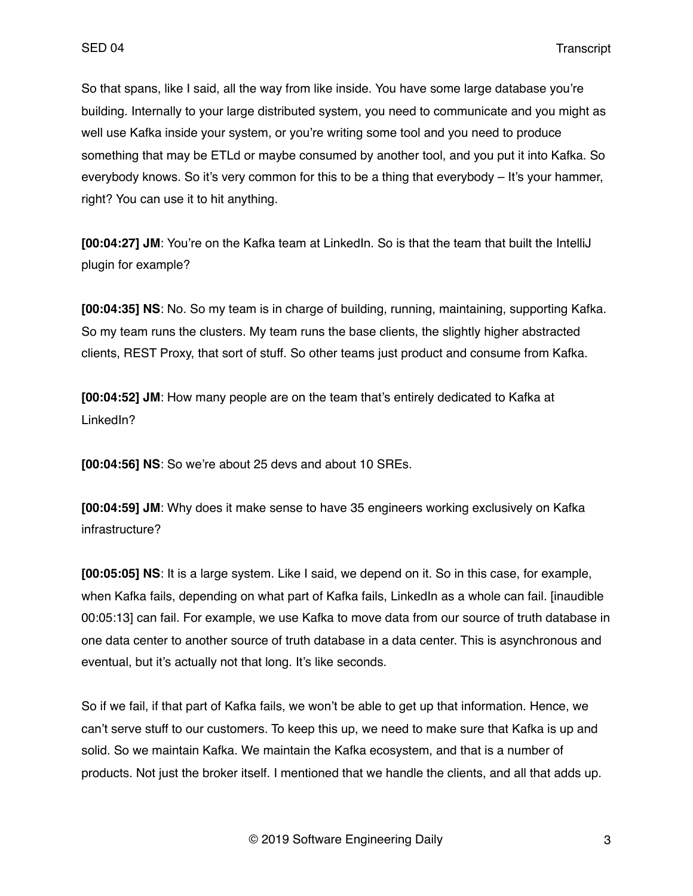So that spans, like I said, all the way from like inside. You have some large database you're building. Internally to your large distributed system, you need to communicate and you might as well use Kafka inside your system, or you're writing some tool and you need to produce something that may be ETLd or maybe consumed by another tool, and you put it into Kafka. So everybody knows. So it's very common for this to be a thing that everybody – It's your hammer, right? You can use it to hit anything.

**[00:04:27] JM**: You're on the Kafka team at LinkedIn. So is that the team that built the IntelliJ plugin for example?

**[00:04:35] NS**: No. So my team is in charge of building, running, maintaining, supporting Kafka. So my team runs the clusters. My team runs the base clients, the slightly higher abstracted clients, REST Proxy, that sort of stuff. So other teams just product and consume from Kafka.

**[00:04:52] JM**: How many people are on the team that's entirely dedicated to Kafka at LinkedIn?

**[00:04:56] NS**: So we're about 25 devs and about 10 SREs.

**[00:04:59] JM**: Why does it make sense to have 35 engineers working exclusively on Kafka infrastructure?

**[00:05:05] NS**: It is a large system. Like I said, we depend on it. So in this case, for example, when Kafka fails, depending on what part of Kafka fails, LinkedIn as a whole can fail. [inaudible 00:05:13] can fail. For example, we use Kafka to move data from our source of truth database in one data center to another source of truth database in a data center. This is asynchronous and eventual, but it's actually not that long. It's like seconds.

So if we fail, if that part of Kafka fails, we won't be able to get up that information. Hence, we can't serve stuff to our customers. To keep this up, we need to make sure that Kafka is up and solid. So we maintain Kafka. We maintain the Kafka ecosystem, and that is a number of products. Not just the broker itself. I mentioned that we handle the clients, and all that adds up.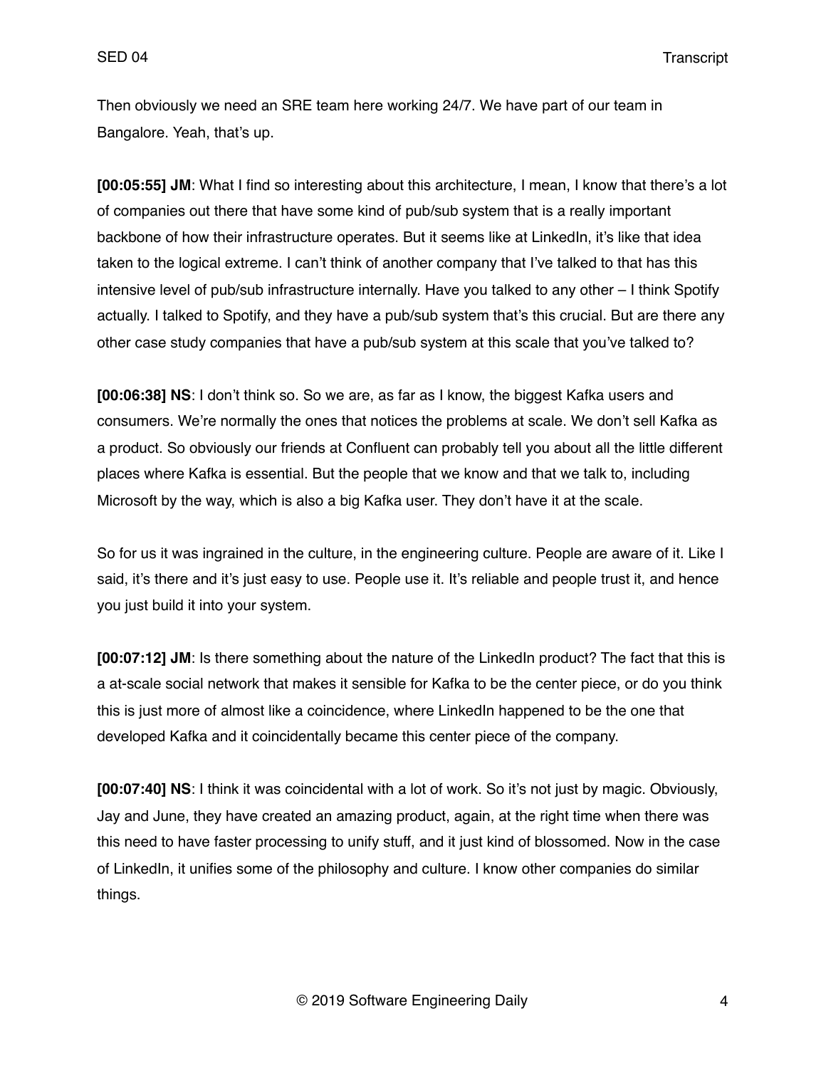Then obviously we need an SRE team here working 24/7. We have part of our team in Bangalore. Yeah, that's up.

**[00:05:55] JM**: What I find so interesting about this architecture, I mean, I know that there's a lot of companies out there that have some kind of pub/sub system that is a really important backbone of how their infrastructure operates. But it seems like at LinkedIn, it's like that idea taken to the logical extreme. I can't think of another company that I've talked to that has this intensive level of pub/sub infrastructure internally. Have you talked to any other – I think Spotify actually. I talked to Spotify, and they have a pub/sub system that's this crucial. But are there any other case study companies that have a pub/sub system at this scale that you've talked to?

**[00:06:38] NS**: I don't think so. So we are, as far as I know, the biggest Kafka users and consumers. We're normally the ones that notices the problems at scale. We don't sell Kafka as a product. So obviously our friends at Confluent can probably tell you about all the little different places where Kafka is essential. But the people that we know and that we talk to, including Microsoft by the way, which is also a big Kafka user. They don't have it at the scale.

So for us it was ingrained in the culture, in the engineering culture. People are aware of it. Like I said, it's there and it's just easy to use. People use it. It's reliable and people trust it, and hence you just build it into your system.

**[00:07:12] JM**: Is there something about the nature of the LinkedIn product? The fact that this is a at-scale social network that makes it sensible for Kafka to be the center piece, or do you think this is just more of almost like a coincidence, where LinkedIn happened to be the one that developed Kafka and it coincidentally became this center piece of the company.

**[00:07:40] NS**: I think it was coincidental with a lot of work. So it's not just by magic. Obviously, Jay and June, they have created an amazing product, again, at the right time when there was this need to have faster processing to unify stuff, and it just kind of blossomed. Now in the case of LinkedIn, it unifies some of the philosophy and culture. I know other companies do similar things.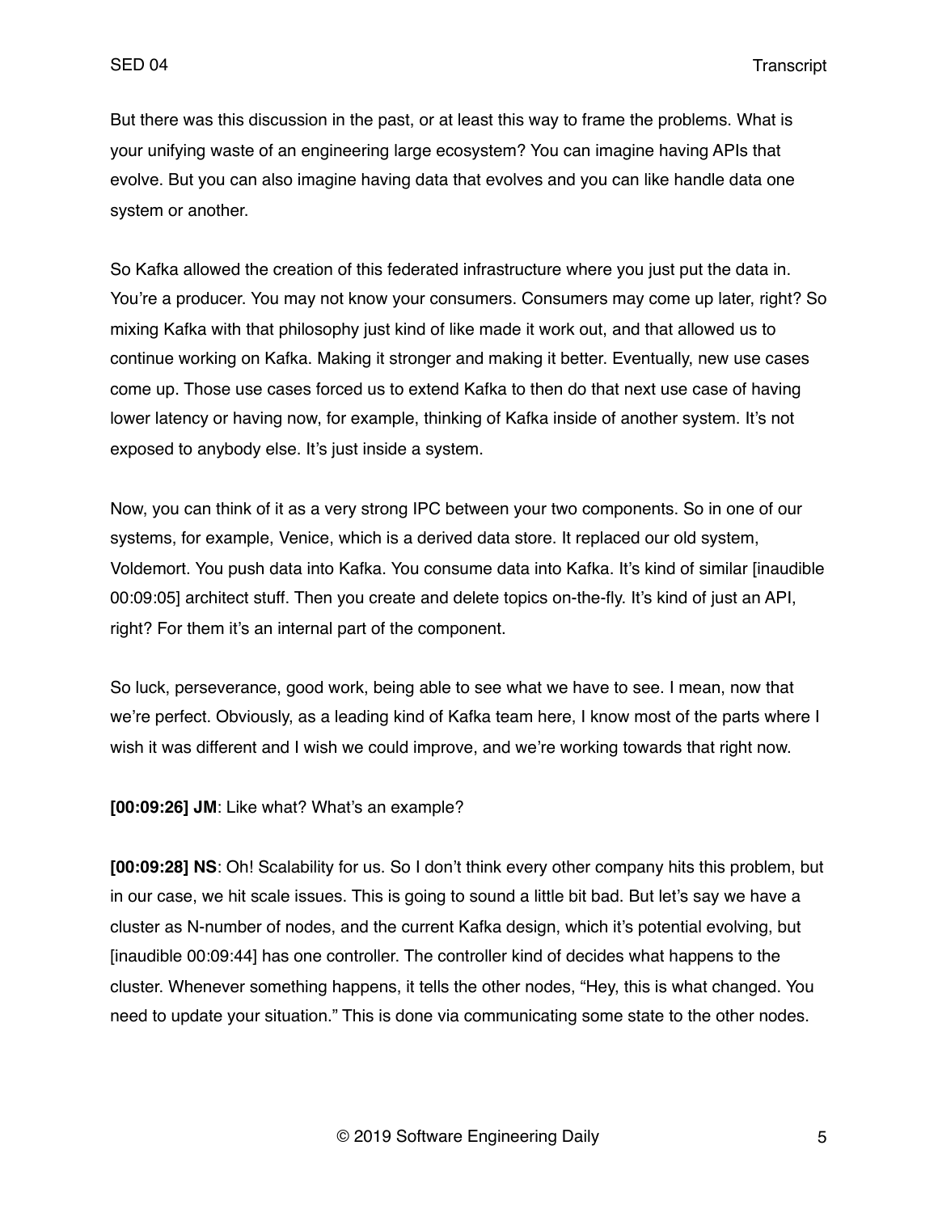But there was this discussion in the past, or at least this way to frame the problems. What is your unifying waste of an engineering large ecosystem? You can imagine having APIs that evolve. But you can also imagine having data that evolves and you can like handle data one system or another.

So Kafka allowed the creation of this federated infrastructure where you just put the data in. You're a producer. You may not know your consumers. Consumers may come up later, right? So mixing Kafka with that philosophy just kind of like made it work out, and that allowed us to continue working on Kafka. Making it stronger and making it better. Eventually, new use cases come up. Those use cases forced us to extend Kafka to then do that next use case of having lower latency or having now, for example, thinking of Kafka inside of another system. It's not exposed to anybody else. It's just inside a system.

Now, you can think of it as a very strong IPC between your two components. So in one of our systems, for example, Venice, which is a derived data store. It replaced our old system, Voldemort. You push data into Kafka. You consume data into Kafka. It's kind of similar [inaudible 00:09:05] architect stuff. Then you create and delete topics on-the-fly. It's kind of just an API, right? For them it's an internal part of the component.

So luck, perseverance, good work, being able to see what we have to see. I mean, now that we're perfect. Obviously, as a leading kind of Kafka team here, I know most of the parts where I wish it was different and I wish we could improve, and we're working towards that right now.

**[00:09:26] JM**: Like what? What's an example?

**[00:09:28] NS**: Oh! Scalability for us. So I don't think every other company hits this problem, but in our case, we hit scale issues. This is going to sound a little bit bad. But let's say we have a cluster as N-number of nodes, and the current Kafka design, which it's potential evolving, but [inaudible 00:09:44] has one controller. The controller kind of decides what happens to the cluster. Whenever something happens, it tells the other nodes, "Hey, this is what changed. You need to update your situation." This is done via communicating some state to the other nodes.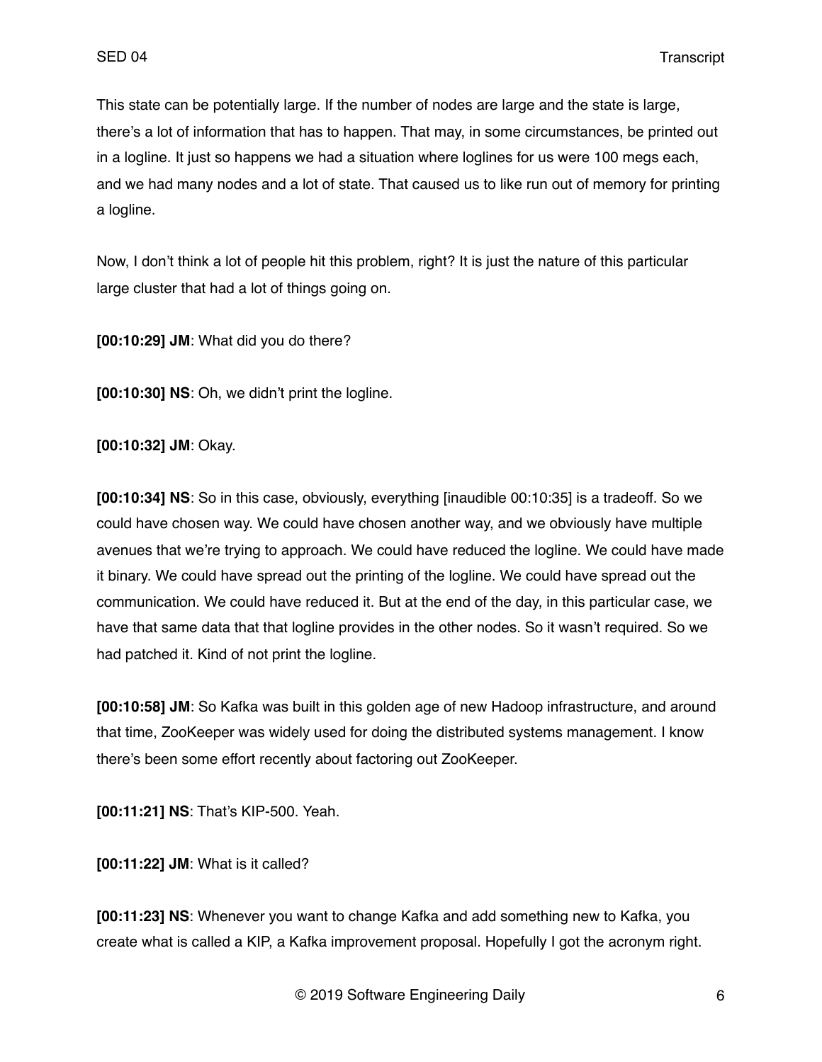This state can be potentially large. If the number of nodes are large and the state is large, there's a lot of information that has to happen. That may, in some circumstances, be printed out in a logline. It just so happens we had a situation where loglines for us were 100 megs each, and we had many nodes and a lot of state. That caused us to like run out of memory for printing a logline.

Now, I don't think a lot of people hit this problem, right? It is just the nature of this particular large cluster that had a lot of things going on.

**[00:10:29] JM**: What did you do there?

**[00:10:30] NS**: Oh, we didn't print the logline.

**[00:10:32] JM**: Okay.

**[00:10:34] NS**: So in this case, obviously, everything [inaudible 00:10:35] is a tradeoff. So we could have chosen way. We could have chosen another way, and we obviously have multiple avenues that we're trying to approach. We could have reduced the logline. We could have made it binary. We could have spread out the printing of the logline. We could have spread out the communication. We could have reduced it. But at the end of the day, in this particular case, we have that same data that that logline provides in the other nodes. So it wasn't required. So we had patched it. Kind of not print the logline.

**[00:10:58] JM**: So Kafka was built in this golden age of new Hadoop infrastructure, and around that time, ZooKeeper was widely used for doing the distributed systems management. I know there's been some effort recently about factoring out ZooKeeper.

**[00:11:21] NS**: That's KIP-500. Yeah.

**[00:11:22] JM**: What is it called?

**[00:11:23] NS**: Whenever you want to change Kafka and add something new to Kafka, you create what is called a KIP, a Kafka improvement proposal. Hopefully I got the acronym right.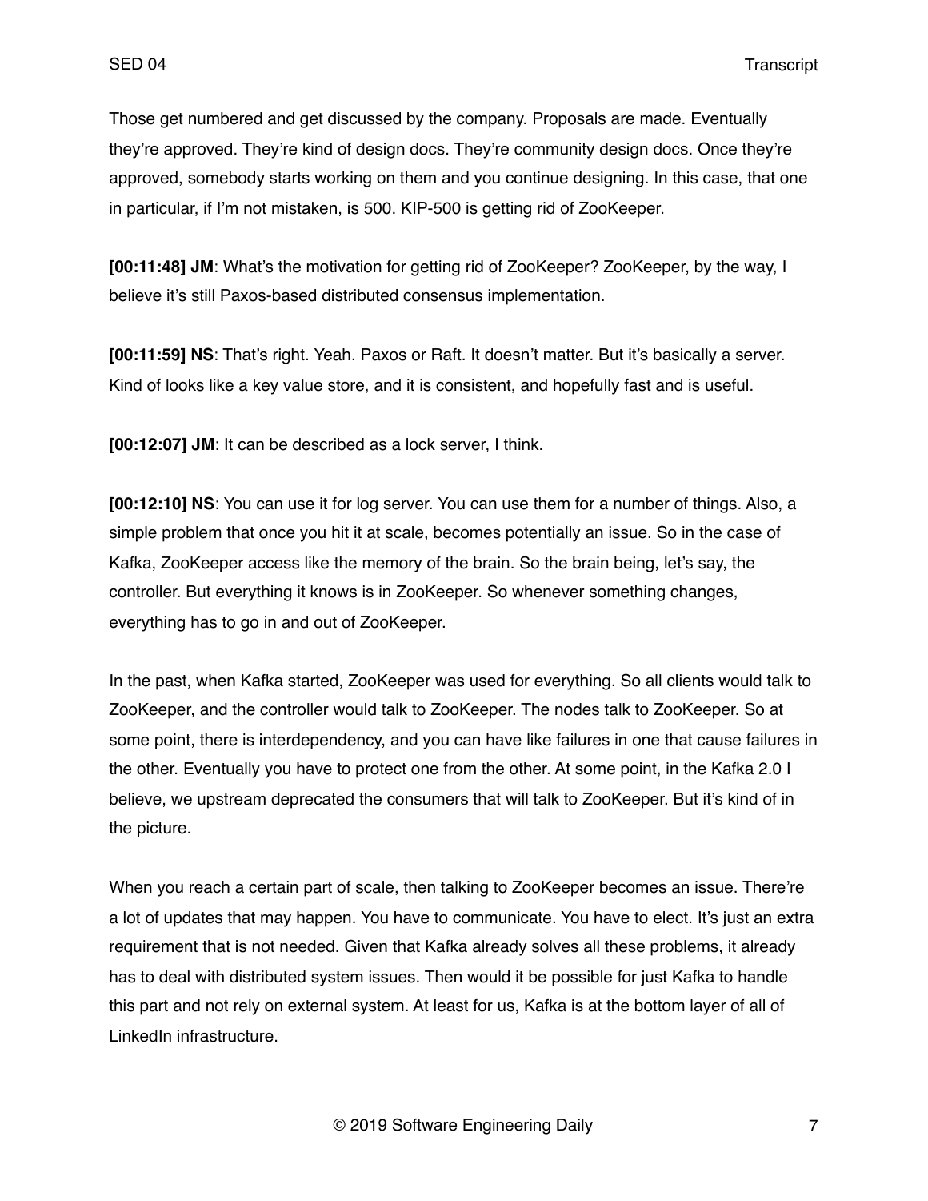Those get numbered and get discussed by the company. Proposals are made. Eventually they're approved. They're kind of design docs. They're community design docs. Once they're approved, somebody starts working on them and you continue designing. In this case, that one in particular, if I'm not mistaken, is 500. KIP-500 is getting rid of ZooKeeper.

**[00:11:48] JM**: What's the motivation for getting rid of ZooKeeper? ZooKeeper, by the way, I believe it's still Paxos-based distributed consensus implementation.

**[00:11:59] NS**: That's right. Yeah. Paxos or Raft. It doesn't matter. But it's basically a server. Kind of looks like a key value store, and it is consistent, and hopefully fast and is useful.

**[00:12:07] JM**: It can be described as a lock server, I think.

**[00:12:10] NS**: You can use it for log server. You can use them for a number of things. Also, a simple problem that once you hit it at scale, becomes potentially an issue. So in the case of Kafka, ZooKeeper access like the memory of the brain. So the brain being, let's say, the controller. But everything it knows is in ZooKeeper. So whenever something changes, everything has to go in and out of ZooKeeper.

In the past, when Kafka started, ZooKeeper was used for everything. So all clients would talk to ZooKeeper, and the controller would talk to ZooKeeper. The nodes talk to ZooKeeper. So at some point, there is interdependency, and you can have like failures in one that cause failures in the other. Eventually you have to protect one from the other. At some point, in the Kafka 2.0 I believe, we upstream deprecated the consumers that will talk to ZooKeeper. But it's kind of in the picture.

When you reach a certain part of scale, then talking to ZooKeeper becomes an issue. There're a lot of updates that may happen. You have to communicate. You have to elect. It's just an extra requirement that is not needed. Given that Kafka already solves all these problems, it already has to deal with distributed system issues. Then would it be possible for just Kafka to handle this part and not rely on external system. At least for us, Kafka is at the bottom layer of all of LinkedIn infrastructure.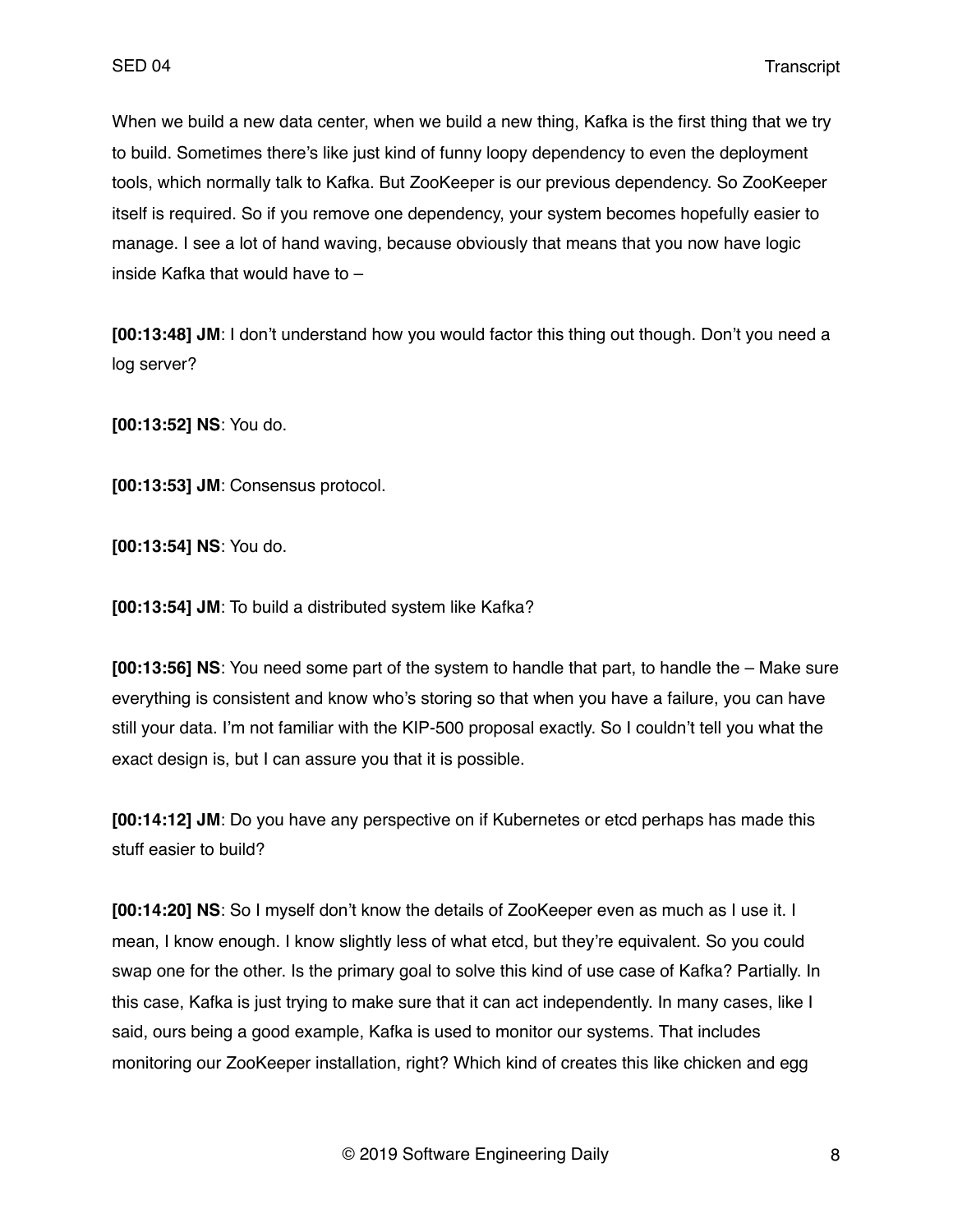When we build a new data center, when we build a new thing, Kafka is the first thing that we try to build. Sometimes there's like just kind of funny loopy dependency to even the deployment tools, which normally talk to Kafka. But ZooKeeper is our previous dependency. So ZooKeeper itself is required. So if you remove one dependency, your system becomes hopefully easier to manage. I see a lot of hand waving, because obviously that means that you now have logic inside Kafka that would have to –

**[00:13:48] JM**: I don't understand how you would factor this thing out though. Don't you need a log server?

**[00:13:52] NS**: You do.

**[00:13:53] JM**: Consensus protocol.

**[00:13:54] NS**: You do.

**[00:13:54] JM**: To build a distributed system like Kafka?

**[00:13:56] NS**: You need some part of the system to handle that part, to handle the – Make sure everything is consistent and know who's storing so that when you have a failure, you can have still your data. I'm not familiar with the KIP-500 proposal exactly. So I couldn't tell you what the exact design is, but I can assure you that it is possible.

**[00:14:12] JM**: Do you have any perspective on if Kubernetes or etcd perhaps has made this stuff easier to build?

**[00:14:20] NS**: So I myself don't know the details of ZooKeeper even as much as I use it. I mean, I know enough. I know slightly less of what etcd, but they're equivalent. So you could swap one for the other. Is the primary goal to solve this kind of use case of Kafka? Partially. In this case, Kafka is just trying to make sure that it can act independently. In many cases, like I said, ours being a good example, Kafka is used to monitor our systems. That includes monitoring our ZooKeeper installation, right? Which kind of creates this like chicken and egg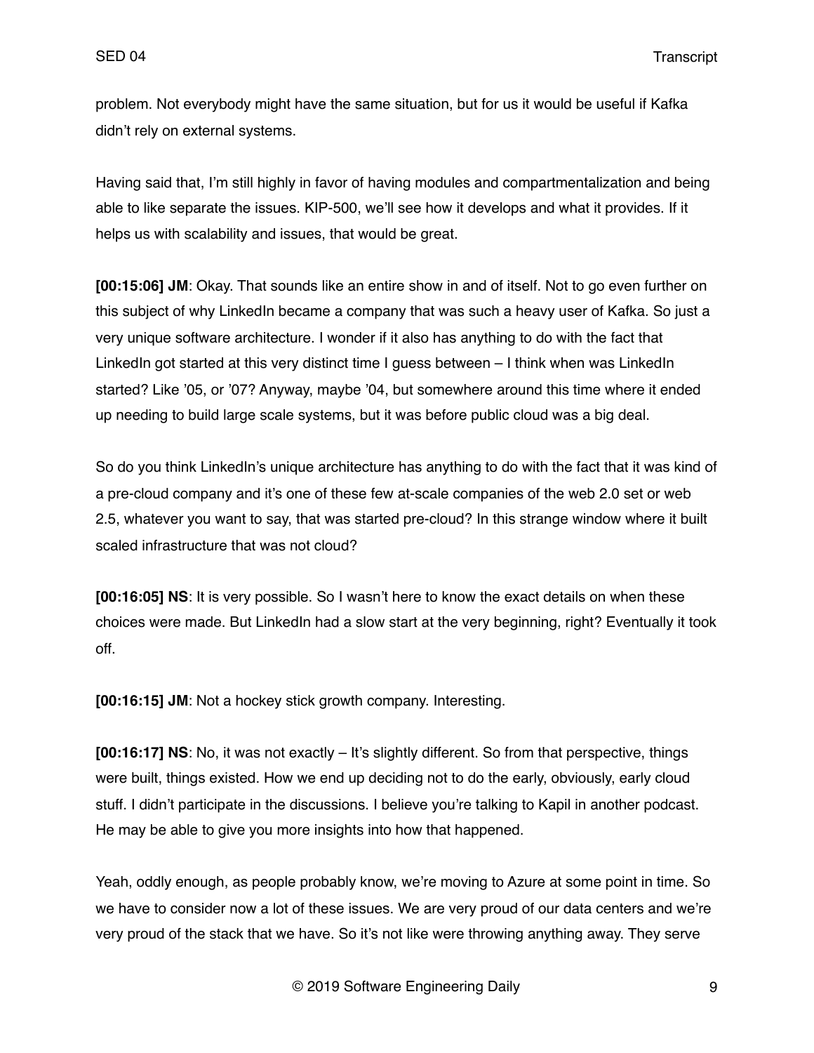problem. Not everybody might have the same situation, but for us it would be useful if Kafka didn't rely on external systems.

Having said that, I'm still highly in favor of having modules and compartmentalization and being able to like separate the issues. KIP-500, we'll see how it develops and what it provides. If it helps us with scalability and issues, that would be great.

**[00:15:06] JM**: Okay. That sounds like an entire show in and of itself. Not to go even further on this subject of why LinkedIn became a company that was such a heavy user of Kafka. So just a very unique software architecture. I wonder if it also has anything to do with the fact that LinkedIn got started at this very distinct time I guess between – I think when was LinkedIn started? Like '05, or '07? Anyway, maybe '04, but somewhere around this time where it ended up needing to build large scale systems, but it was before public cloud was a big deal.

So do you think LinkedIn's unique architecture has anything to do with the fact that it was kind of a pre-cloud company and it's one of these few at-scale companies of the web 2.0 set or web 2.5, whatever you want to say, that was started pre-cloud? In this strange window where it built scaled infrastructure that was not cloud?

**[00:16:05] NS**: It is very possible. So I wasn't here to know the exact details on when these choices were made. But LinkedIn had a slow start at the very beginning, right? Eventually it took off.

**[00:16:15] JM**: Not a hockey stick growth company. Interesting.

**[00:16:17] NS**: No, it was not exactly – It's slightly different. So from that perspective, things were built, things existed. How we end up deciding not to do the early, obviously, early cloud stuff. I didn't participate in the discussions. I believe you're talking to Kapil in another podcast. He may be able to give you more insights into how that happened.

Yeah, oddly enough, as people probably know, we're moving to Azure at some point in time. So we have to consider now a lot of these issues. We are very proud of our data centers and we're very proud of the stack that we have. So it's not like were throwing anything away. They serve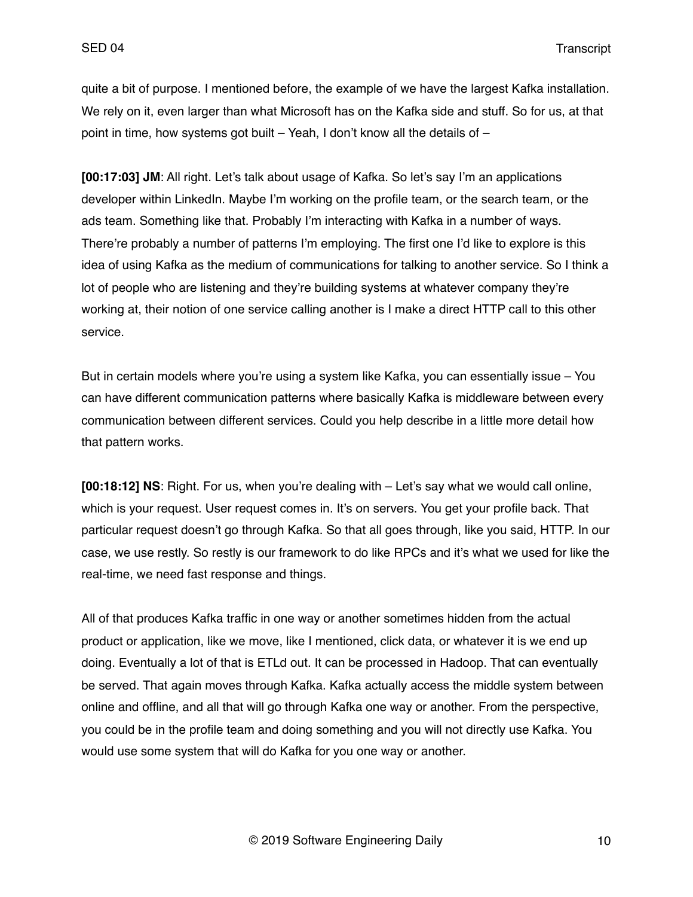quite a bit of purpose. I mentioned before, the example of we have the largest Kafka installation. We rely on it, even larger than what Microsoft has on the Kafka side and stuff. So for us, at that point in time, how systems got built – Yeah, I don't know all the details of –

**[00:17:03] JM**: All right. Let's talk about usage of Kafka. So let's say I'm an applications developer within LinkedIn. Maybe I'm working on the profile team, or the search team, or the ads team. Something like that. Probably I'm interacting with Kafka in a number of ways. There're probably a number of patterns I'm employing. The first one I'd like to explore is this idea of using Kafka as the medium of communications for talking to another service. So I think a lot of people who are listening and they're building systems at whatever company they're working at, their notion of one service calling another is I make a direct HTTP call to this other service.

But in certain models where you're using a system like Kafka, you can essentially issue – You can have different communication patterns where basically Kafka is middleware between every communication between different services. Could you help describe in a little more detail how that pattern works.

**[00:18:12] NS**: Right. For us, when you're dealing with – Let's say what we would call online, which is your request. User request comes in. It's on servers. You get your profile back. That particular request doesn't go through Kafka. So that all goes through, like you said, HTTP. In our case, we use restly. So restly is our framework to do like RPCs and it's what we used for like the real-time, we need fast response and things.

All of that produces Kafka traffic in one way or another sometimes hidden from the actual product or application, like we move, like I mentioned, click data, or whatever it is we end up doing. Eventually a lot of that is ETLd out. It can be processed in Hadoop. That can eventually be served. That again moves through Kafka. Kafka actually access the middle system between online and offline, and all that will go through Kafka one way or another. From the perspective, you could be in the profile team and doing something and you will not directly use Kafka. You would use some system that will do Kafka for you one way or another.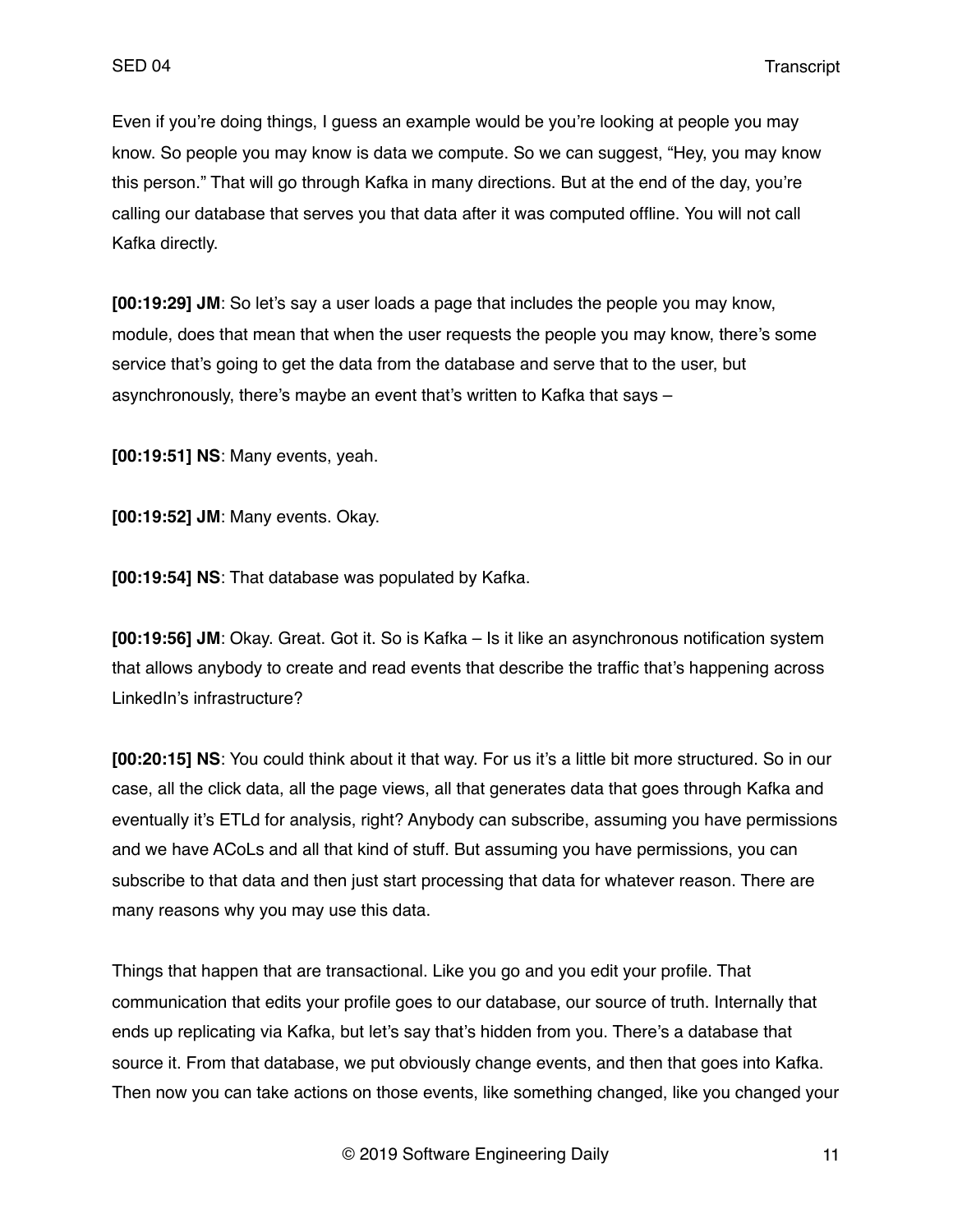Even if you're doing things, I guess an example would be you're looking at people you may know. So people you may know is data we compute. So we can suggest, "Hey, you may know this person." That will go through Kafka in many directions. But at the end of the day, you're calling our database that serves you that data after it was computed offline. You will not call Kafka directly.

**[00:19:29] JM**: So let's say a user loads a page that includes the people you may know, module, does that mean that when the user requests the people you may know, there's some service that's going to get the data from the database and serve that to the user, but asynchronously, there's maybe an event that's written to Kafka that says –

**[00:19:51] NS**: Many events, yeah.

**[00:19:52] JM**: Many events. Okay.

**[00:19:54] NS**: That database was populated by Kafka.

**[00:19:56] JM**: Okay. Great. Got it. So is Kafka – Is it like an asynchronous notification system that allows anybody to create and read events that describe the traffic that's happening across LinkedIn's infrastructure?

**[00:20:15] NS**: You could think about it that way. For us it's a little bit more structured. So in our case, all the click data, all the page views, all that generates data that goes through Kafka and eventually it's ETLd for analysis, right? Anybody can subscribe, assuming you have permissions and we have ACoLs and all that kind of stuff. But assuming you have permissions, you can subscribe to that data and then just start processing that data for whatever reason. There are many reasons why you may use this data.

Things that happen that are transactional. Like you go and you edit your profile. That communication that edits your profile goes to our database, our source of truth. Internally that ends up replicating via Kafka, but let's say that's hidden from you. There's a database that source it. From that database, we put obviously change events, and then that goes into Kafka. Then now you can take actions on those events, like something changed, like you changed your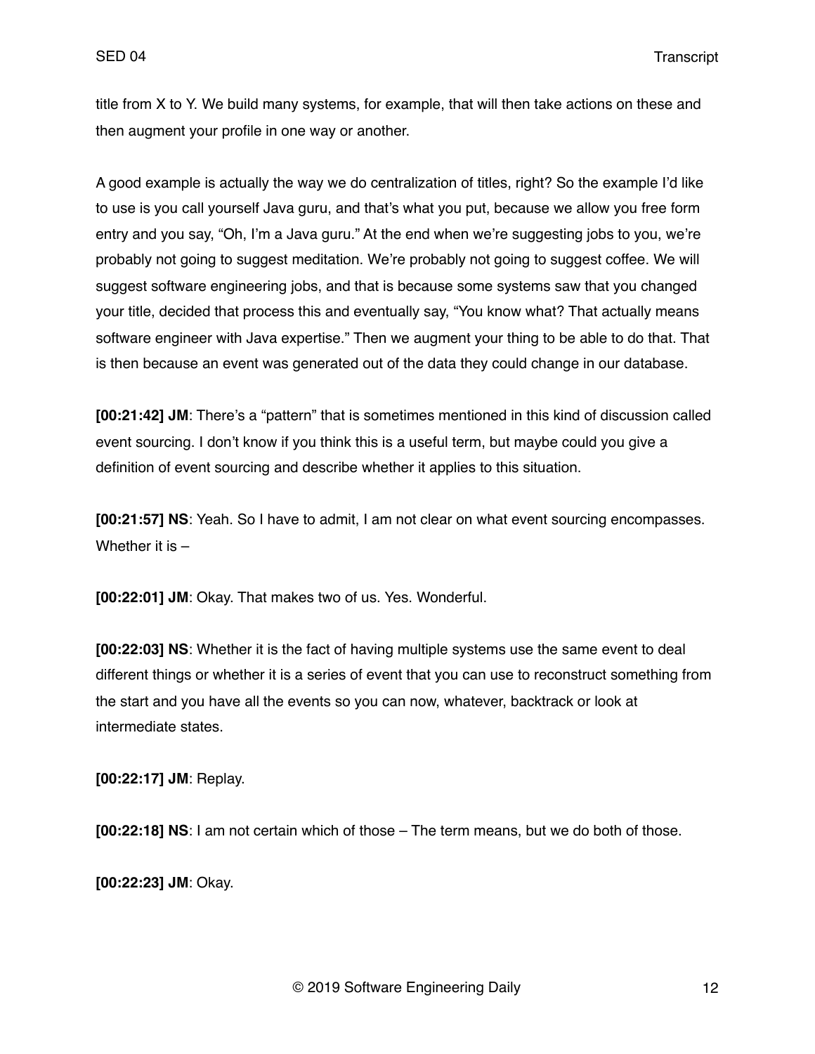title from X to Y. We build many systems, for example, that will then take actions on these and then augment your profile in one way or another.

A good example is actually the way we do centralization of titles, right? So the example I'd like to use is you call yourself Java guru, and that's what you put, because we allow you free form entry and you say, "Oh, I'm a Java guru." At the end when we're suggesting jobs to you, we're probably not going to suggest meditation. We're probably not going to suggest coffee. We will suggest software engineering jobs, and that is because some systems saw that you changed your title, decided that process this and eventually say, "You know what? That actually means software engineer with Java expertise." Then we augment your thing to be able to do that. That is then because an event was generated out of the data they could change in our database.

**[00:21:42] JM**: There's a "pattern" that is sometimes mentioned in this kind of discussion called event sourcing. I don't know if you think this is a useful term, but maybe could you give a definition of event sourcing and describe whether it applies to this situation.

**[00:21:57] NS**: Yeah. So I have to admit, I am not clear on what event sourcing encompasses. Whether it is –

**[00:22:01] JM**: Okay. That makes two of us. Yes. Wonderful.

**[00:22:03] NS**: Whether it is the fact of having multiple systems use the same event to deal different things or whether it is a series of event that you can use to reconstruct something from the start and you have all the events so you can now, whatever, backtrack or look at intermediate states.

**[00:22:17] JM**: Replay.

**[00:22:18] NS**: I am not certain which of those – The term means, but we do both of those.

**[00:22:23] JM**: Okay.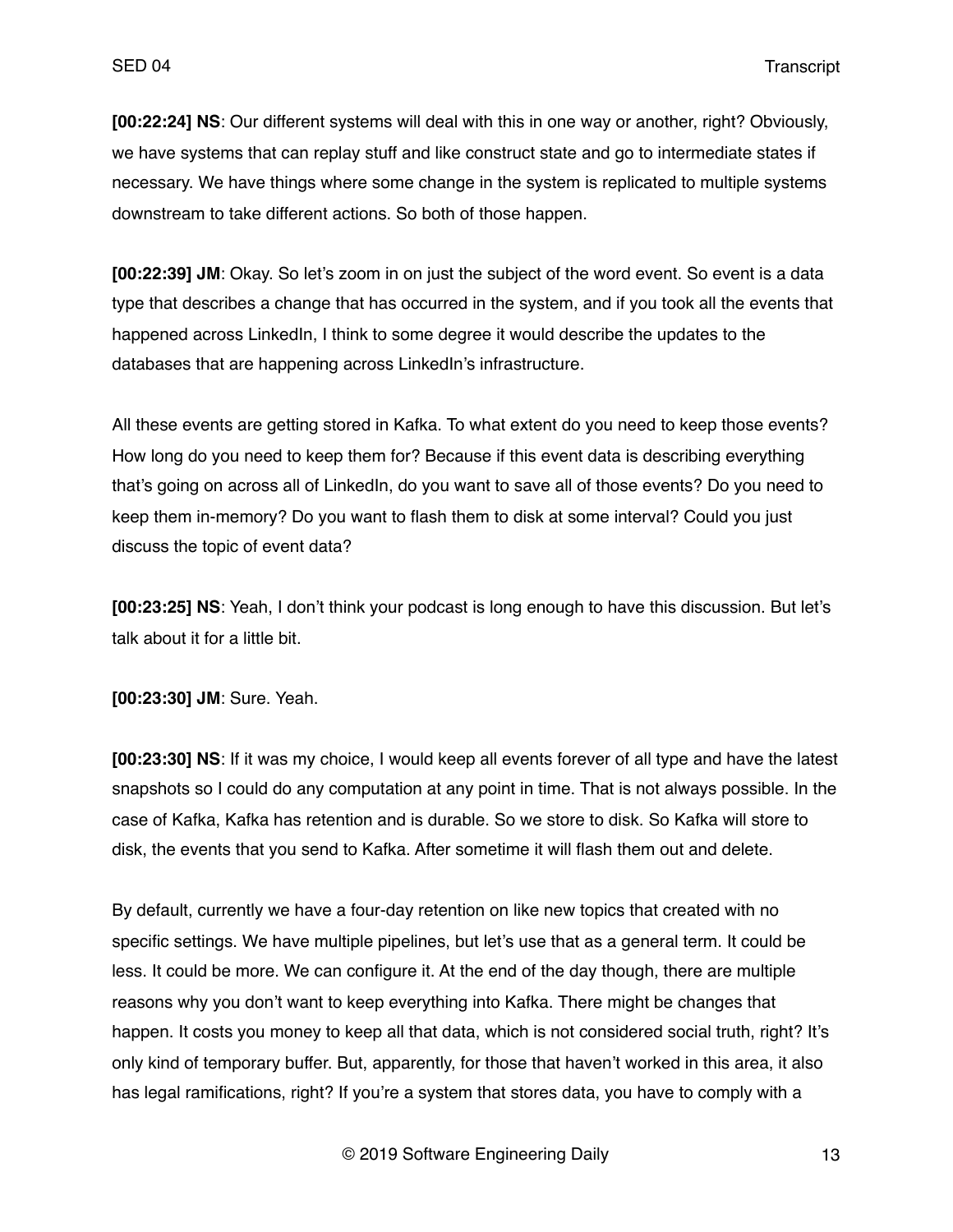**[00:22:24] NS**: Our different systems will deal with this in one way or another, right? Obviously, we have systems that can replay stuff and like construct state and go to intermediate states if necessary. We have things where some change in the system is replicated to multiple systems downstream to take different actions. So both of those happen.

**[00:22:39] JM**: Okay. So let's zoom in on just the subject of the word event. So event is a data type that describes a change that has occurred in the system, and if you took all the events that happened across LinkedIn, I think to some degree it would describe the updates to the databases that are happening across LinkedIn's infrastructure.

All these events are getting stored in Kafka. To what extent do you need to keep those events? How long do you need to keep them for? Because if this event data is describing everything that's going on across all of LinkedIn, do you want to save all of those events? Do you need to keep them in-memory? Do you want to flash them to disk at some interval? Could you just discuss the topic of event data?

**[00:23:25] NS**: Yeah, I don't think your podcast is long enough to have this discussion. But let's talk about it for a little bit.

**[00:23:30] JM**: Sure. Yeah.

**[00:23:30] NS**: If it was my choice, I would keep all events forever of all type and have the latest snapshots so I could do any computation at any point in time. That is not always possible. In the case of Kafka, Kafka has retention and is durable. So we store to disk. So Kafka will store to disk, the events that you send to Kafka. After sometime it will flash them out and delete.

By default, currently we have a four-day retention on like new topics that created with no specific settings. We have multiple pipelines, but let's use that as a general term. It could be less. It could be more. We can configure it. At the end of the day though, there are multiple reasons why you don't want to keep everything into Kafka. There might be changes that happen. It costs you money to keep all that data, which is not considered social truth, right? It's only kind of temporary buffer. But, apparently, for those that haven't worked in this area, it also has legal ramifications, right? If you're a system that stores data, you have to comply with a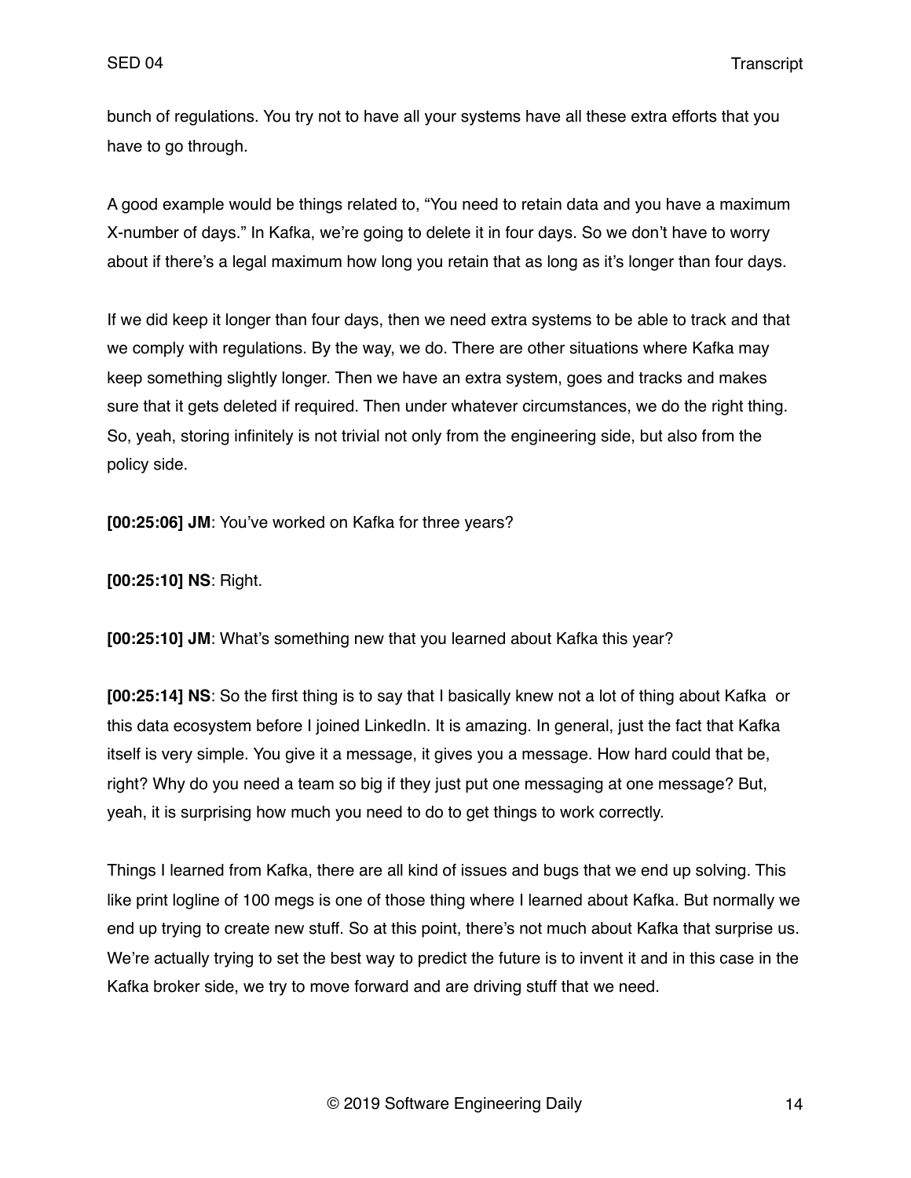bunch of regulations. You try not to have all your systems have all these extra efforts that you have to go through.

A good example would be things related to, "You need to retain data and you have a maximum X-number of days." In Kafka, we're going to delete it in four days. So we don't have to worry about if there's a legal maximum how long you retain that as long as it's longer than four days.

If we did keep it longer than four days, then we need extra systems to be able to track and that we comply with regulations. By the way, we do. There are other situations where Kafka may keep something slightly longer. Then we have an extra system, goes and tracks and makes sure that it gets deleted if required. Then under whatever circumstances, we do the right thing. So, yeah, storing infinitely is not trivial not only from the engineering side, but also from the policy side.

**[00:25:06] JM**: You've worked on Kafka for three years?

**[00:25:10] NS**: Right.

**[00:25:10] JM**: What's something new that you learned about Kafka this year?

**[00:25:14] NS**: So the first thing is to say that I basically knew not a lot of thing about Kafka or this data ecosystem before I joined LinkedIn. It is amazing. In general, just the fact that Kafka itself is very simple. You give it a message, it gives you a message. How hard could that be, right? Why do you need a team so big if they just put one messaging at one message? But, yeah, it is surprising how much you need to do to get things to work correctly.

Things I learned from Kafka, there are all kind of issues and bugs that we end up solving. This like print logline of 100 megs is one of those thing where I learned about Kafka. But normally we end up trying to create new stuff. So at this point, there's not much about Kafka that surprise us. We're actually trying to set the best way to predict the future is to invent it and in this case in the Kafka broker side, we try to move forward and are driving stuff that we need.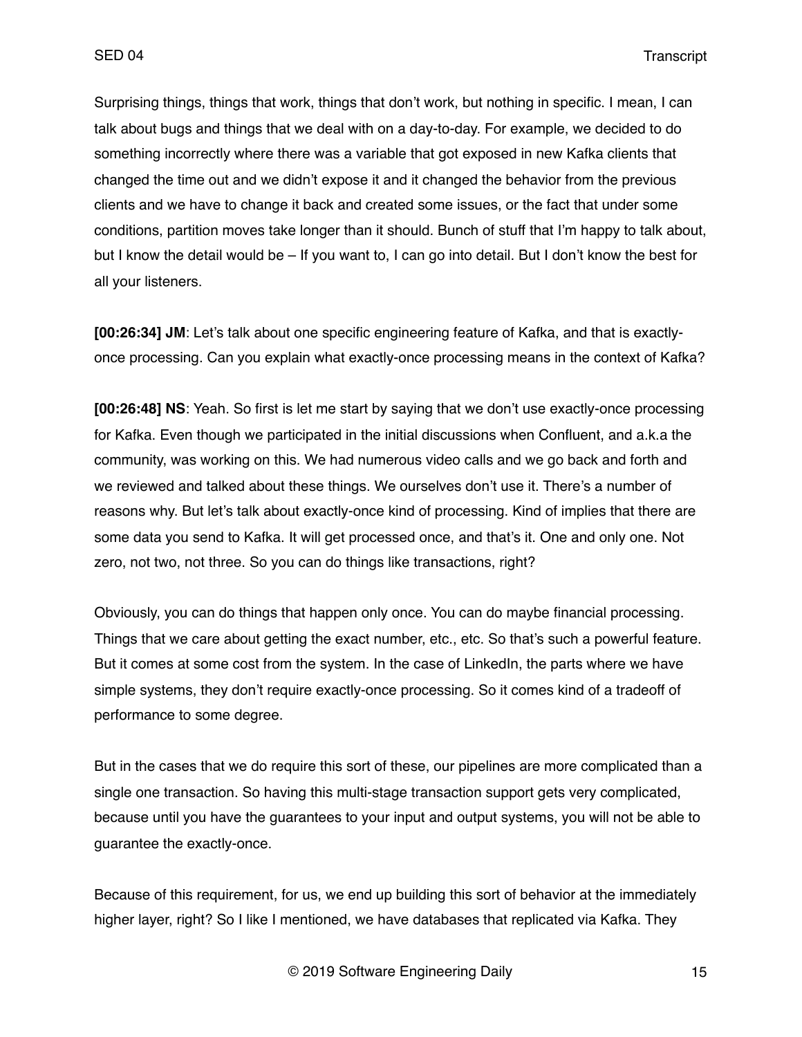Surprising things, things that work, things that don't work, but nothing in specific. I mean, I can talk about bugs and things that we deal with on a day-to-day. For example, we decided to do something incorrectly where there was a variable that got exposed in new Kafka clients that changed the time out and we didn't expose it and it changed the behavior from the previous clients and we have to change it back and created some issues, or the fact that under some conditions, partition moves take longer than it should. Bunch of stuff that I'm happy to talk about, but I know the detail would be – If you want to, I can go into detail. But I don't know the best for all your listeners.

**[00:26:34] JM**: Let's talk about one specific engineering feature of Kafka, and that is exactly-once processing. Can you explain what exactly-once processing means in the context of Kafka?

**[00:26:48] NS**: Yeah. So first is let me start by saying that we don't use exactly-once processing for Kafka. Even though we participated in the initial discussions when Confluent, and a.k.a the community, was working on this. We had numerous video calls and we go back and forth and we reviewed and talked about these things. We ourselves don't use it. There's a number of reasons why. But let's talk about exactly-once kind of processing. Kind of implies that there are some data you send to Kafka. It will get processed once, and that's it. One and only one. Not zero, not two, not three. So you can do things like transactions, right?

Obviously, you can do things that happen only once. You can do maybe financial processing. Things that we care about getting the exact number, etc., etc. So that's such a powerful feature. But it comes at some cost from the system. In the case of LinkedIn, the parts where we have simple systems, they don't require exactly-once processing. So it comes kind of a tradeoff of performance to some degree.

But in the cases that we do require this sort of these, our pipelines are more complicated than a single one transaction. So having this multi-stage transaction support gets very complicated, because until you have the guarantees to your input and output systems, you will not be able to guarantee the exactly-once.

Because of this requirement, for us, we end up building this sort of behavior at the immediately higher layer, right? So I like I mentioned, we have databases that replicated via Kafka. They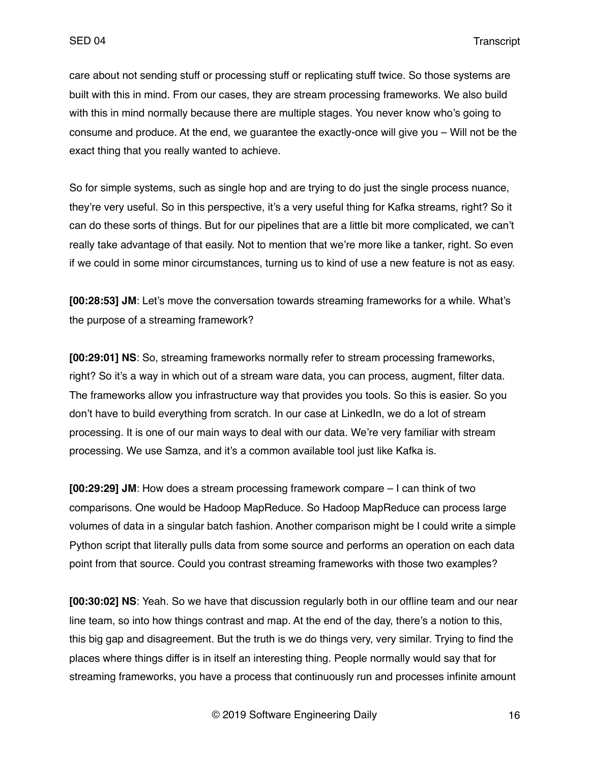care about not sending stuff or processing stuff or replicating stuff twice. So those systems are built with this in mind. From our cases, they are stream processing frameworks. We also build with this in mind normally because there are multiple stages. You never know who's going to consume and produce. At the end, we guarantee the exactly-once will give you – Will not be the exact thing that you really wanted to achieve.

So for simple systems, such as single hop and are trying to do just the single process nuance, they're very useful. So in this perspective, it's a very useful thing for Kafka streams, right? So it can do these sorts of things. But for our pipelines that are a little bit more complicated, we can't really take advantage of that easily. Not to mention that we're more like a tanker, right. So even if we could in some minor circumstances, turning us to kind of use a new feature is not as easy.

**[00:28:53] JM**: Let's move the conversation towards streaming frameworks for a while. What's the purpose of a streaming framework?

**[00:29:01] NS**: So, streaming frameworks normally refer to stream processing frameworks, right? So it's a way in which out of a stream ware data, you can process, augment, filter data. The frameworks allow you infrastructure way that provides you tools. So this is easier. So you don't have to build everything from scratch. In our case at LinkedIn, we do a lot of stream processing. It is one of our main ways to deal with our data. We're very familiar with stream processing. We use Samza, and it's a common available tool just like Kafka is.

**[00:29:29] JM**: How does a stream processing framework compare – I can think of two comparisons. One would be Hadoop MapReduce. So Hadoop MapReduce can process large volumes of data in a singular batch fashion. Another comparison might be I could write a simple Python script that literally pulls data from some source and performs an operation on each data point from that source. Could you contrast streaming frameworks with those two examples?

**[00:30:02] NS**: Yeah. So we have that discussion regularly both in our offline team and our near line team, so into how things contrast and map. At the end of the day, there's a notion to this, this big gap and disagreement. But the truth is we do things very, very similar. Trying to find the places where things differ is in itself an interesting thing. People normally would say that for streaming frameworks, you have a process that continuously run and processes infinite amount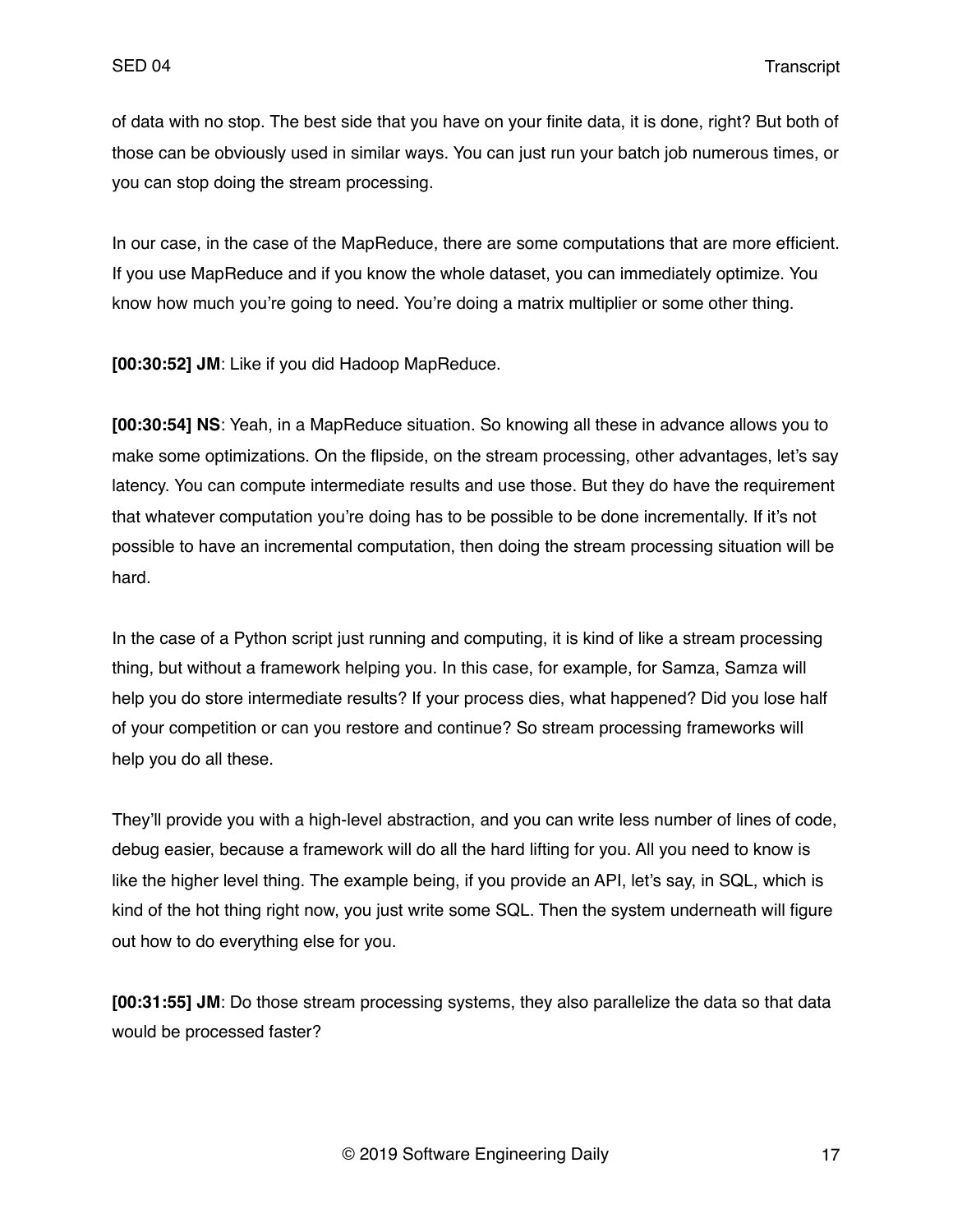of data with no stop. The best side that you have on your finite data, it is done, right? But both of those can be obviously used in similar ways. You can just run your batch job numerous times, or you can stop doing the stream processing.

In our case, in the case of the MapReduce, there are some computations that are more efficient. If you use MapReduce and if you know the whole dataset, you can immediately optimize. You know how much you're going to need. You're doing a matrix multiplier or some other thing.

**[00:30:52] JM**: Like if you did Hadoop MapReduce.

**[00:30:54] NS**: Yeah, in a MapReduce situation. So knowing all these in advance allows you to make some optimizations. On the flipside, on the stream processing, other advantages, let's say latency. You can compute intermediate results and use those. But they do have the requirement that whatever computation you're doing has to be possible to be done incrementally. If it's not possible to have an incremental computation, then doing the stream processing situation will be hard.

In the case of a Python script just running and computing, it is kind of like a stream processing thing, but without a framework helping you. In this case, for example, for Samza, Samza will help you do store intermediate results? If your process dies, what happened? Did you lose half of your competition or can you restore and continue? So stream processing frameworks will help you do all these.

They'll provide you with a high-level abstraction, and you can write less number of lines of code, debug easier, because a framework will do all the hard lifting for you. All you need to know is like the higher level thing. The example being, if you provide an API, let's say, in SQL, which is kind of the hot thing right now, you just write some SQL. Then the system underneath will figure out how to do everything else for you.

**[00:31:55] JM**: Do those stream processing systems, they also parallelize the data so that data would be processed faster?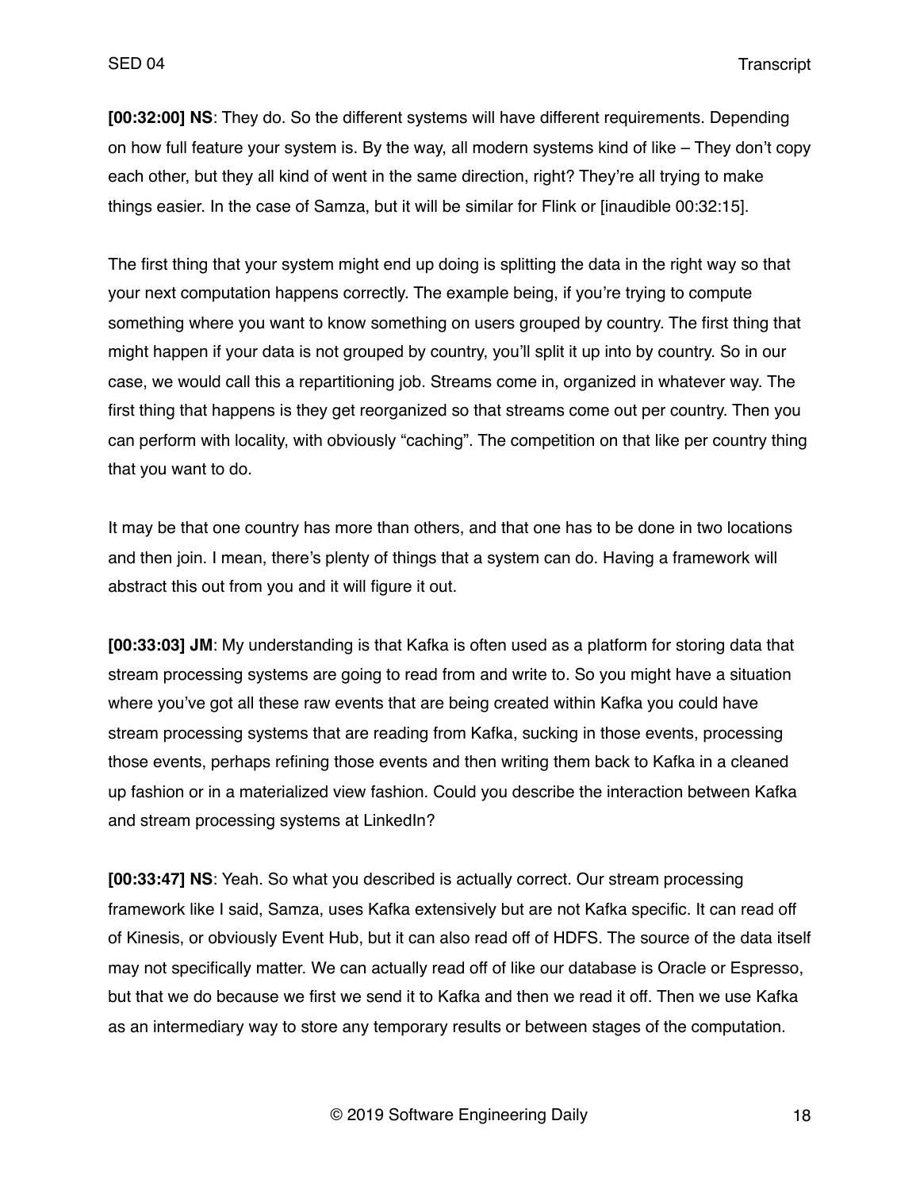**[00:32:00] NS**: They do. So the different systems will have different requirements. Depending on how full feature your system is. By the way, all modern systems kind of like – They don't copy each other, but they all kind of went in the same direction, right? They're all trying to make things easier. In the case of Samza, but it will be similar for Flink or [inaudible 00:32:15].

The first thing that your system might end up doing is splitting the data in the right way so that your next computation happens correctly. The example being, if you're trying to compute something where you want to know something on users grouped by country. The first thing that might happen if your data is not grouped by country, you'll split it up into by country. So in our case, we would call this a repartitioning job. Streams come in, organized in whatever way. The first thing that happens is they get reorganized so that streams come out per country. Then you can perform with locality, with obviously "caching". The competition on that like per country thing that you want to do.

It may be that one country has more than others, and that one has to be done in two locations and then join. I mean, there's plenty of things that a system can do. Having a framework will abstract this out from you and it will figure it out.

**[00:33:03] JM**: My understanding is that Kafka is often used as a platform for storing data that stream processing systems are going to read from and write to. So you might have a situation where you've got all these raw events that are being created within Kafka you could have stream processing systems that are reading from Kafka, sucking in those events, processing those events, perhaps refining those events and then writing them back to Kafka in a cleaned up fashion or in a materialized view fashion. Could you describe the interaction between Kafka and stream processing systems at LinkedIn?

**[00:33:47] NS**: Yeah. So what you described is actually correct. Our stream processing framework like I said, Samza, uses Kafka extensively but are not Kafka specific. It can read off of Kinesis, or obviously Event Hub, but it can also read off of HDFS. The source of the data itself may not specifically matter. We can actually read off of like our database is Oracle or Espresso, but that we do because we first we send it to Kafka and then we read it off. Then we use Kafka as an intermediary way to store any temporary results or between stages of the computation.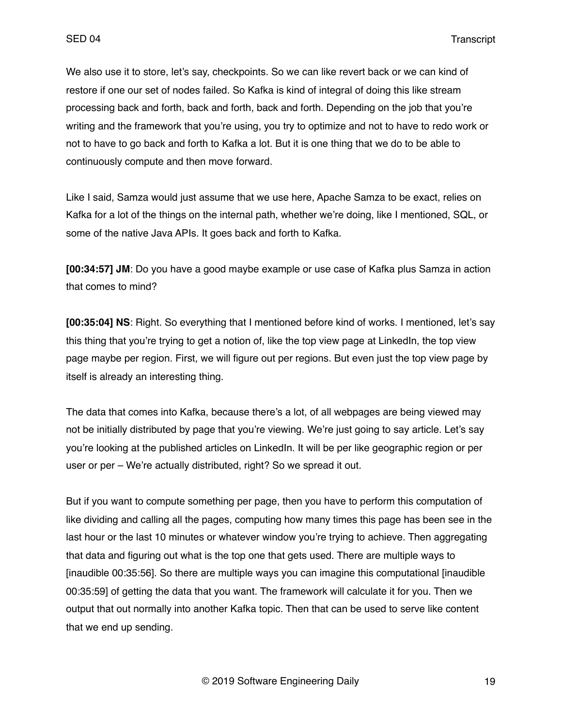We also use it to store, let's say, checkpoints. So we can like revert back or we can kind of restore if one our set of nodes failed. So Kafka is kind of integral of doing this like stream processing back and forth, back and forth, back and forth. Depending on the job that you're writing and the framework that you're using, you try to optimize and not to have to redo work or not to have to go back and forth to Kafka a lot. But it is one thing that we do to be able to continuously compute and then move forward.

Like I said, Samza would just assume that we use here, Apache Samza to be exact, relies on Kafka for a lot of the things on the internal path, whether we're doing, like I mentioned, SQL, or some of the native Java APIs. It goes back and forth to Kafka.

**[00:34:57] JM**: Do you have a good maybe example or use case of Kafka plus Samza in action that comes to mind?

**[00:35:04] NS**: Right. So everything that I mentioned before kind of works. I mentioned, let's say this thing that you're trying to get a notion of, like the top view page at LinkedIn, the top view page maybe per region. First, we will figure out per regions. But even just the top view page by itself is already an interesting thing.

The data that comes into Kafka, because there's a lot, of all webpages are being viewed may not be initially distributed by page that you're viewing. We're just going to say article. Let's say you're looking at the published articles on LinkedIn. It will be per like geographic region or per user or per – We're actually distributed, right? So we spread it out.

But if you want to compute something per page, then you have to perform this computation of like dividing and calling all the pages, computing how many times this page has been see in the last hour or the last 10 minutes or whatever window you're trying to achieve. Then aggregating that data and figuring out what is the top one that gets used. There are multiple ways to [inaudible 00:35:56]. So there are multiple ways you can imagine this computational [inaudible 00:35:59] of getting the data that you want. The framework will calculate it for you. Then we output that out normally into another Kafka topic. Then that can be used to serve like content that we end up sending.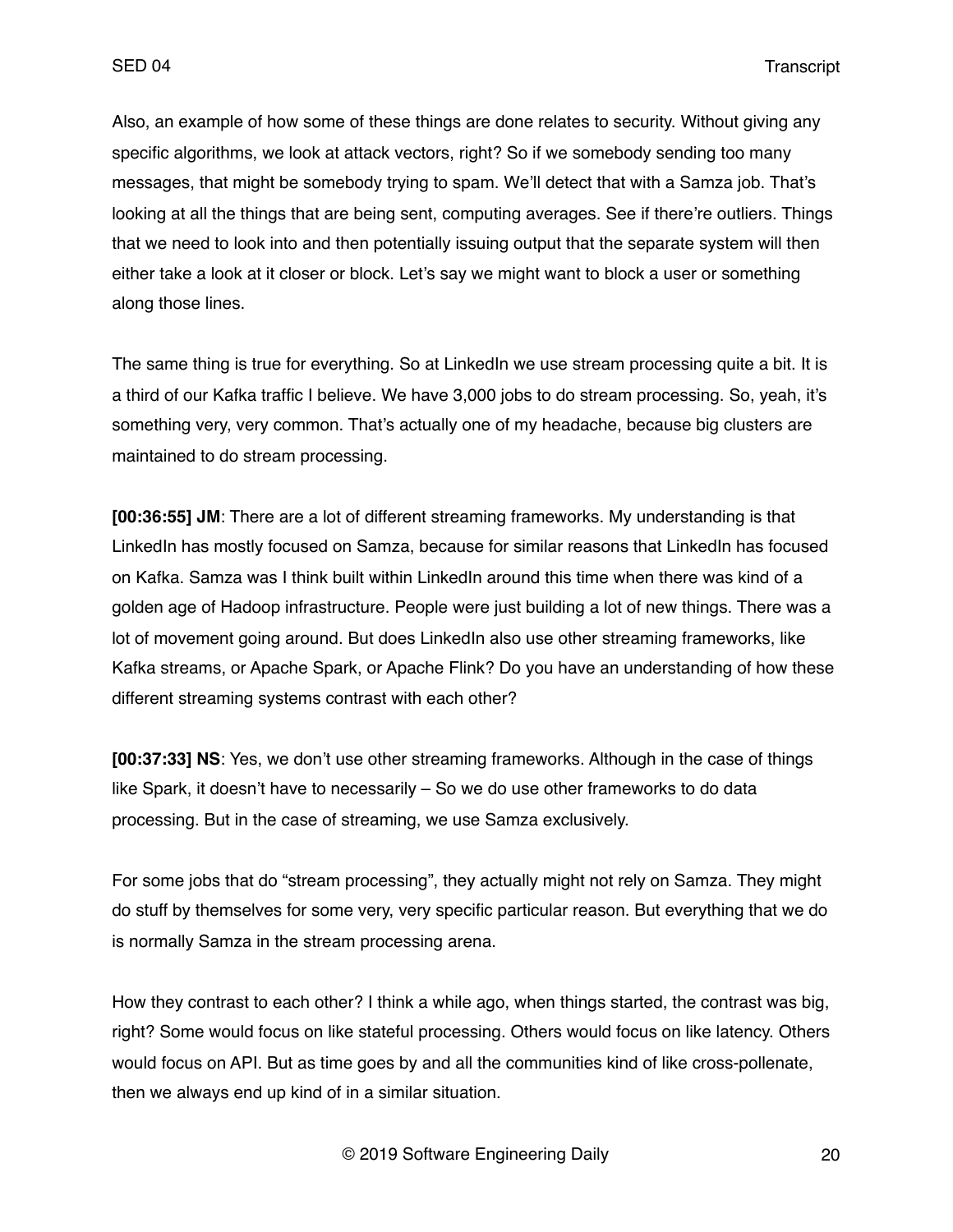Also, an example of how some of these things are done relates to security. Without giving any specific algorithms, we look at attack vectors, right? So if we somebody sending too many messages, that might be somebody trying to spam. We'll detect that with a Samza job. That's looking at all the things that are being sent, computing averages. See if there're outliers. Things that we need to look into and then potentially issuing output that the separate system will then either take a look at it closer or block. Let's say we might want to block a user or something along those lines.

The same thing is true for everything. So at LinkedIn we use stream processing quite a bit. It is a third of our Kafka traffic I believe. We have 3,000 jobs to do stream processing. So, yeah, it's something very, very common. That's actually one of my headache, because big clusters are maintained to do stream processing.

**[00:36:55] JM**: There are a lot of different streaming frameworks. My understanding is that LinkedIn has mostly focused on Samza, because for similar reasons that LinkedIn has focused on Kafka. Samza was I think built within LinkedIn around this time when there was kind of a golden age of Hadoop infrastructure. People were just building a lot of new things. There was a lot of movement going around. But does LinkedIn also use other streaming frameworks, like Kafka streams, or Apache Spark, or Apache Flink? Do you have an understanding of how these different streaming systems contrast with each other?

**[00:37:33] NS**: Yes, we don't use other streaming frameworks. Although in the case of things like Spark, it doesn't have to necessarily – So we do use other frameworks to do data processing. But in the case of streaming, we use Samza exclusively.

For some jobs that do "stream processing", they actually might not rely on Samza. They might do stuff by themselves for some very, very specific particular reason. But everything that we do is normally Samza in the stream processing arena.

How they contrast to each other? I think a while ago, when things started, the contrast was big, right? Some would focus on like stateful processing. Others would focus on like latency. Others would focus on API. But as time goes by and all the communities kind of like cross-pollenate, then we always end up kind of in a similar situation.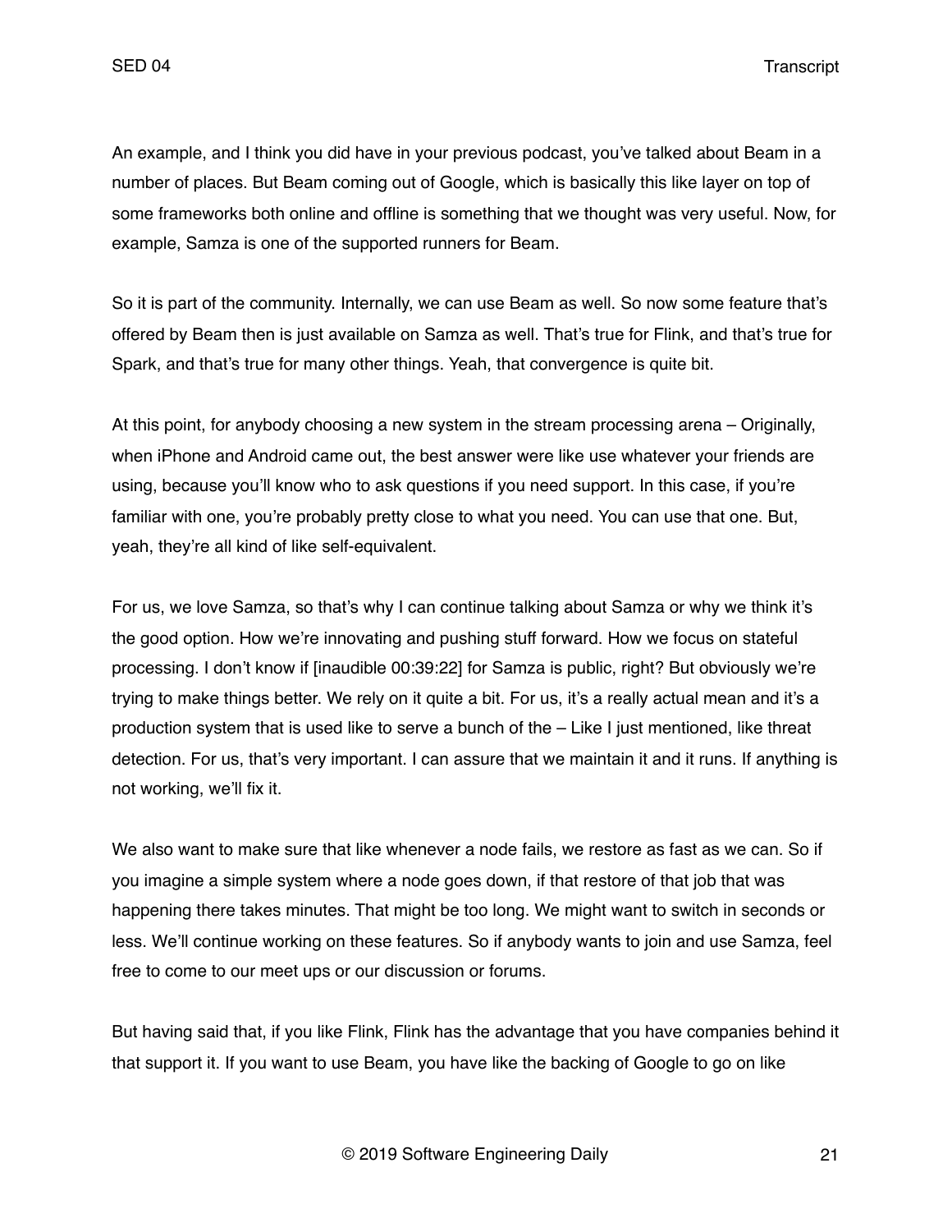An example, and I think you did have in your previous podcast, you've talked about Beam in a number of places. But Beam coming out of Google, which is basically this like layer on top of some frameworks both online and offline is something that we thought was very useful. Now, for example, Samza is one of the supported runners for Beam.

So it is part of the community. Internally, we can use Beam as well. So now some feature that's offered by Beam then is just available on Samza as well. That's true for Flink, and that's true for Spark, and that's true for many other things. Yeah, that convergence is quite bit.

At this point, for anybody choosing a new system in the stream processing arena – Originally, when iPhone and Android came out, the best answer were like use whatever your friends are using, because you'll know who to ask questions if you need support. In this case, if you're familiar with one, you're probably pretty close to what you need. You can use that one. But, yeah, they're all kind of like self-equivalent.

For us, we love Samza, so that's why I can continue talking about Samza or why we think it's the good option. How we're innovating and pushing stuff forward. How we focus on stateful processing. I don't know if [inaudible 00:39:22] for Samza is public, right? But obviously we're trying to make things better. We rely on it quite a bit. For us, it's a really actual mean and it's a production system that is used like to serve a bunch of the – Like I just mentioned, like threat detection. For us, that's very important. I can assure that we maintain it and it runs. If anything is not working, we'll fix it.

We also want to make sure that like whenever a node fails, we restore as fast as we can. So if you imagine a simple system where a node goes down, if that restore of that job that was happening there takes minutes. That might be too long. We might want to switch in seconds or less. We'll continue working on these features. So if anybody wants to join and use Samza, feel free to come to our meet ups or our discussion or forums.

But having said that, if you like Flink, Flink has the advantage that you have companies behind it that support it. If you want to use Beam, you have like the backing of Google to go on like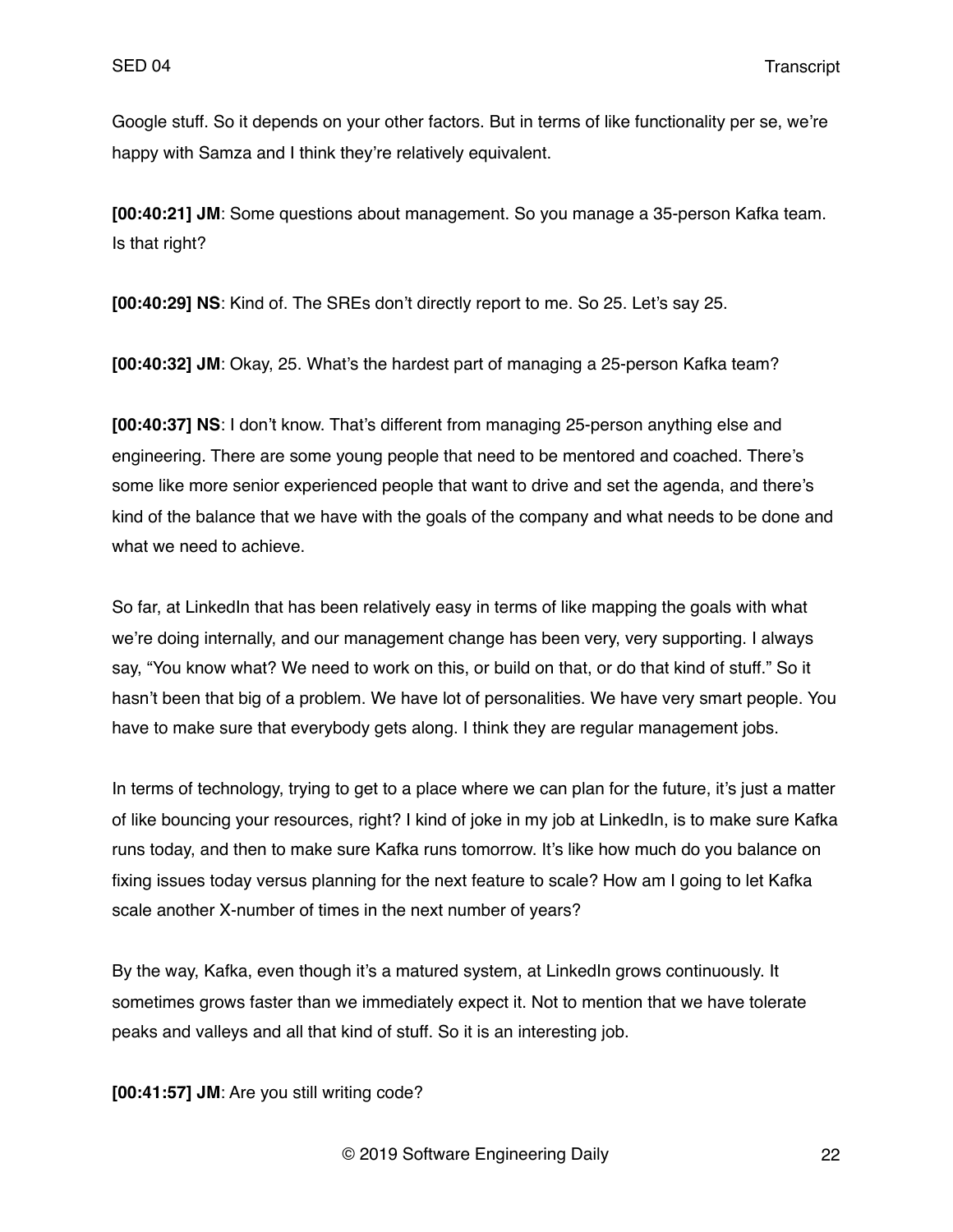Google stuff. So it depends on your other factors. But in terms of like functionality per se, we're happy with Samza and I think they're relatively equivalent.

**[00:40:21] JM**: Some questions about management. So you manage a 35-person Kafka team. Is that right?

**[00:40:29] NS**: Kind of. The SREs don't directly report to me. So 25. Let's say 25.

**[00:40:32] JM**: Okay, 25. What's the hardest part of managing a 25-person Kafka team?

**[00:40:37] NS**: I don't know. That's different from managing 25-person anything else and engineering. There are some young people that need to be mentored and coached. There's some like more senior experienced people that want to drive and set the agenda, and there's kind of the balance that we have with the goals of the company and what needs to be done and what we need to achieve.

So far, at LinkedIn that has been relatively easy in terms of like mapping the goals with what we're doing internally, and our management change has been very, very supporting. I always say, "You know what? We need to work on this, or build on that, or do that kind of stuff." So it hasn't been that big of a problem. We have lot of personalities. We have very smart people. You have to make sure that everybody gets along. I think they are regular management jobs.

In terms of technology, trying to get to a place where we can plan for the future, it's just a matter of like bouncing your resources, right? I kind of joke in my job at LinkedIn, is to make sure Kafka runs today, and then to make sure Kafka runs tomorrow. It's like how much do you balance on fixing issues today versus planning for the next feature to scale? How am I going to let Kafka scale another X-number of times in the next number of years?

By the way, Kafka, even though it's a matured system, at LinkedIn grows continuously. It sometimes grows faster than we immediately expect it. Not to mention that we have tolerate peaks and valleys and all that kind of stuff. So it is an interesting job.

**[00:41:57] JM**: Are you still writing code?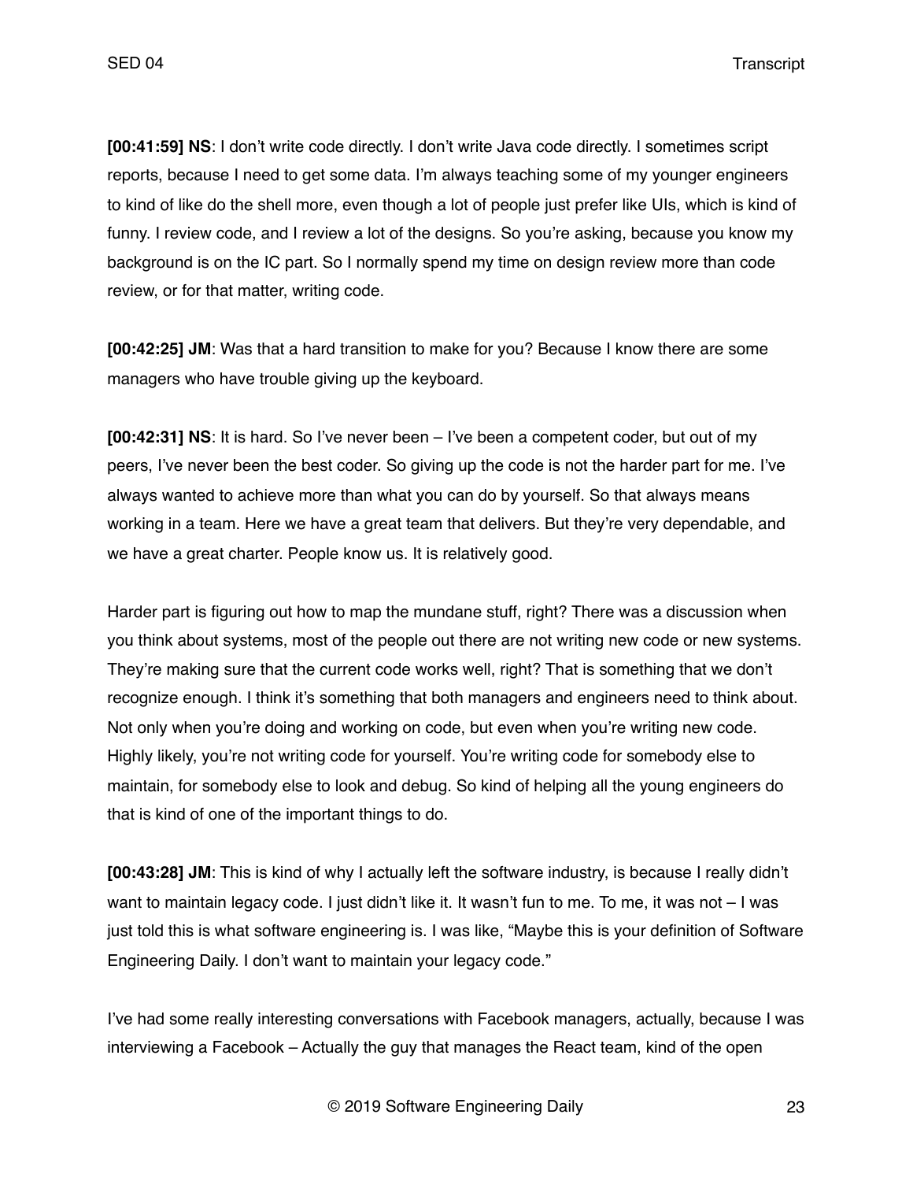**[00:41:59] NS**: I don't write code directly. I don't write Java code directly. I sometimes script reports, because I need to get some data. I'm always teaching some of my younger engineers to kind of like do the shell more, even though a lot of people just prefer like UIs, which is kind of funny. I review code, and I review a lot of the designs. So you're asking, because you know my background is on the IC part. So I normally spend my time on design review more than code review, or for that matter, writing code.

**[00:42:25] JM**: Was that a hard transition to make for you? Because I know there are some managers who have trouble giving up the keyboard.

**[00:42:31] NS**: It is hard. So I've never been – I've been a competent coder, but out of my peers, I've never been the best coder. So giving up the code is not the harder part for me. I've always wanted to achieve more than what you can do by yourself. So that always means working in a team. Here we have a great team that delivers. But they're very dependable, and we have a great charter. People know us. It is relatively good.

Harder part is figuring out how to map the mundane stuff, right? There was a discussion when you think about systems, most of the people out there are not writing new code or new systems. They're making sure that the current code works well, right? That is something that we don't recognize enough. I think it's something that both managers and engineers need to think about. Not only when you're doing and working on code, but even when you're writing new code. Highly likely, you're not writing code for yourself. You're writing code for somebody else to maintain, for somebody else to look and debug. So kind of helping all the young engineers do that is kind of one of the important things to do.

**[00:43:28] JM**: This is kind of why I actually left the software industry, is because I really didn't want to maintain legacy code. I just didn't like it. It wasn't fun to me. To me, it was not – I was just told this is what software engineering is. I was like, "Maybe this is your definition of Software Engineering Daily. I don't want to maintain your legacy code."

I've had some really interesting conversations with Facebook managers, actually, because I was interviewing a Facebook – Actually the guy that manages the React team, kind of the open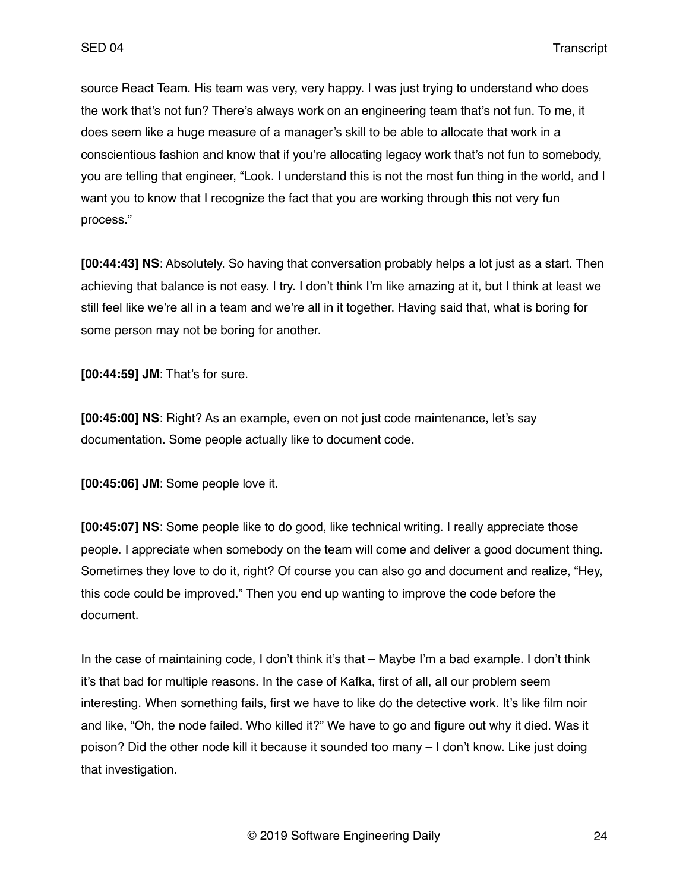source React Team. His team was very, very happy. I was just trying to understand who does the work that's not fun? There's always work on an engineering team that's not fun. To me, it does seem like a huge measure of a manager's skill to be able to allocate that work in a conscientious fashion and know that if you're allocating legacy work that's not fun to somebody, you are telling that engineer, "Look. I understand this is not the most fun thing in the world, and I want you to know that I recognize the fact that you are working through this not very fun process."

**[00:44:43] NS**: Absolutely. So having that conversation probably helps a lot just as a start. Then achieving that balance is not easy. I try. I don't think I'm like amazing at it, but I think at least we still feel like we're all in a team and we're all in it together. Having said that, what is boring for some person may not be boring for another.

**[00:44:59] JM**: That's for sure.

**[00:45:00] NS**: Right? As an example, even on not just code maintenance, let's say documentation. Some people actually like to document code.

**[00:45:06] JM**: Some people love it.

**[00:45:07] NS**: Some people like to do good, like technical writing. I really appreciate those people. I appreciate when somebody on the team will come and deliver a good document thing. Sometimes they love to do it, right? Of course you can also go and document and realize, "Hey, this code could be improved." Then you end up wanting to improve the code before the document.

In the case of maintaining code, I don't think it's that – Maybe I'm a bad example. I don't think it's that bad for multiple reasons. In the case of Kafka, first of all, all our problem seem interesting. When something fails, first we have to like do the detective work. It's like film noir and like, "Oh, the node failed. Who killed it?" We have to go and figure out why it died. Was it poison? Did the other node kill it because it sounded too many – I don't know. Like just doing that investigation.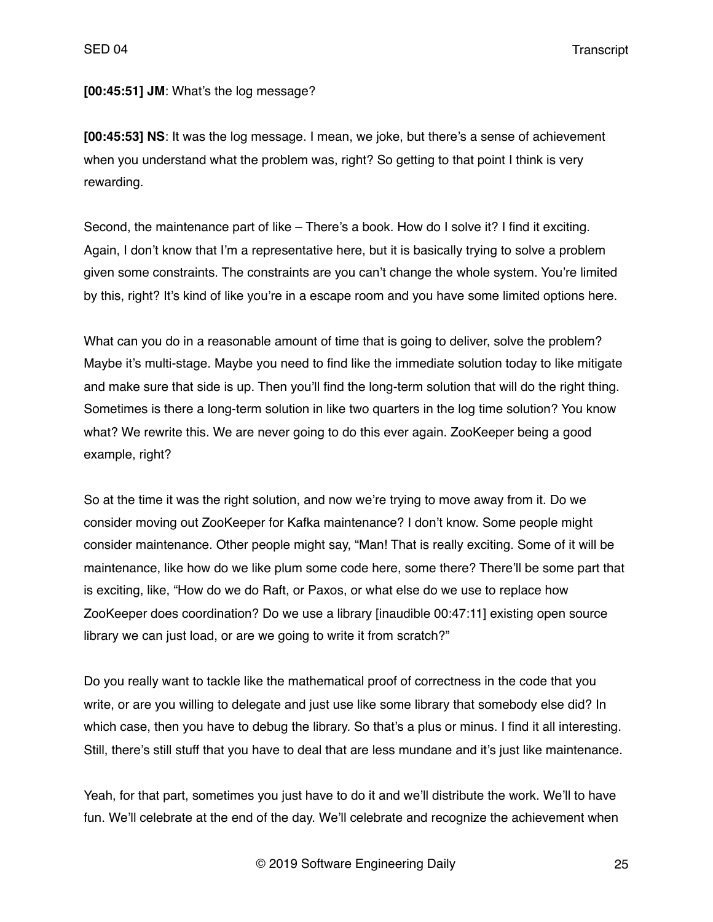**[00:45:51] JM**: What's the log message?

**[00:45:53] NS**: It was the log message. I mean, we joke, but there's a sense of achievement when you understand what the problem was, right? So getting to that point I think is very rewarding.

Second, the maintenance part of like – There's a book. How do I solve it? I find it exciting. Again, I don't know that I'm a representative here, but it is basically trying to solve a problem given some constraints. The constraints are you can't change the whole system. You're limited by this, right? It's kind of like you're in a escape room and you have some limited options here.

What can you do in a reasonable amount of time that is going to deliver, solve the problem? Maybe it's multi-stage. Maybe you need to find like the immediate solution today to like mitigate and make sure that side is up. Then you'll find the long-term solution that will do the right thing. Sometimes is there a long-term solution in like two quarters in the log time solution? You know what? We rewrite this. We are never going to do this ever again. ZooKeeper being a good example, right?

So at the time it was the right solution, and now we're trying to move away from it. Do we consider moving out ZooKeeper for Kafka maintenance? I don't know. Some people might consider maintenance. Other people might say, "Man! That is really exciting. Some of it will be maintenance, like how do we like plum some code here, some there? There'll be some part that is exciting, like, "How do we do Raft, or Paxos, or what else do we use to replace how ZooKeeper does coordination? Do we use a library [inaudible 00:47:11] existing open source library we can just load, or are we going to write it from scratch?"

Do you really want to tackle like the mathematical proof of correctness in the code that you write, or are you willing to delegate and just use like some library that somebody else did? In which case, then you have to debug the library. So that's a plus or minus. I find it all interesting. Still, there's still stuff that you have to deal that are less mundane and it's just like maintenance.

Yeah, for that part, sometimes you just have to do it and we'll distribute the work. We'll to have fun. We'll celebrate at the end of the day. We'll celebrate and recognize the achievement when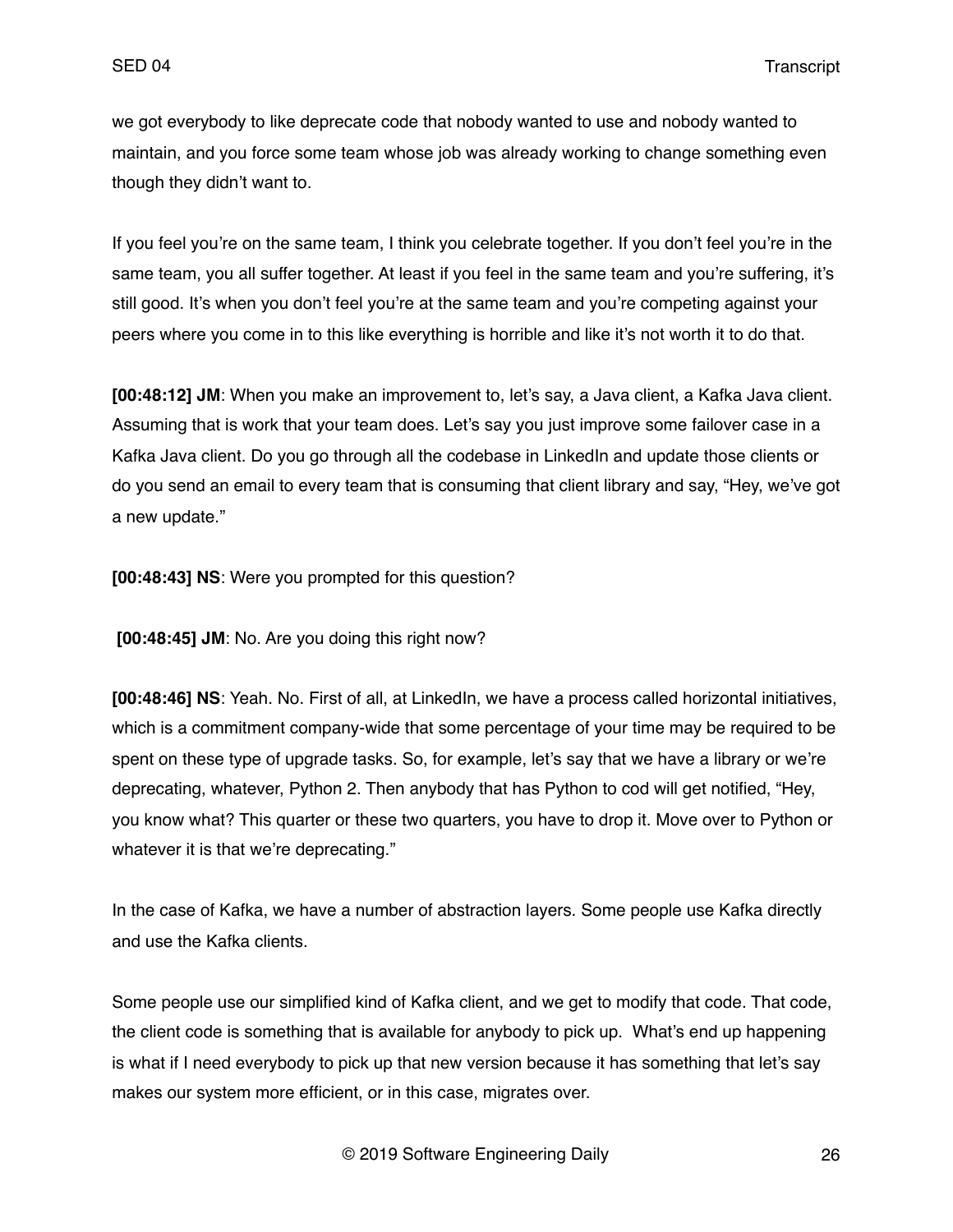we got everybody to like deprecate code that nobody wanted to use and nobody wanted to maintain, and you force some team whose job was already working to change something even though they didn't want to.

If you feel you're on the same team, I think you celebrate together. If you don't feel you're in the same team, you all suffer together. At least if you feel in the same team and you're suffering, it's still good. It's when you don't feel you're at the same team and you're competing against your peers where you come in to this like everything is horrible and like it's not worth it to do that.

**[00:48:12] JM**: When you make an improvement to, let's say, a Java client, a Kafka Java client. Assuming that is work that your team does. Let's say you just improve some failover case in a Kafka Java client. Do you go through all the codebase in LinkedIn and update those clients or do you send an email to every team that is consuming that client library and say, "Hey, we've got a new update."

**[00:48:43] NS**: Were you prompted for this question?

**[00:48:45] JM**: No. Are you doing this right now?

**[00:48:46] NS**: Yeah. No. First of all, at LinkedIn, we have a process called horizontal initiatives, which is a commitment company-wide that some percentage of your time may be required to be spent on these type of upgrade tasks. So, for example, let's say that we have a library or we're deprecating, whatever, Python 2. Then anybody that has Python to cod will get notified, "Hey, you know what? This quarter or these two quarters, you have to drop it. Move over to Python or whatever it is that we're deprecating."

In the case of Kafka, we have a number of abstraction layers. Some people use Kafka directly and use the Kafka clients.

Some people use our simplified kind of Kafka client, and we get to modify that code. That code, the client code is something that is available for anybody to pick up. What's end up happening is what if I need everybody to pick up that new version because it has something that let's say makes our system more efficient, or in this case, migrates over.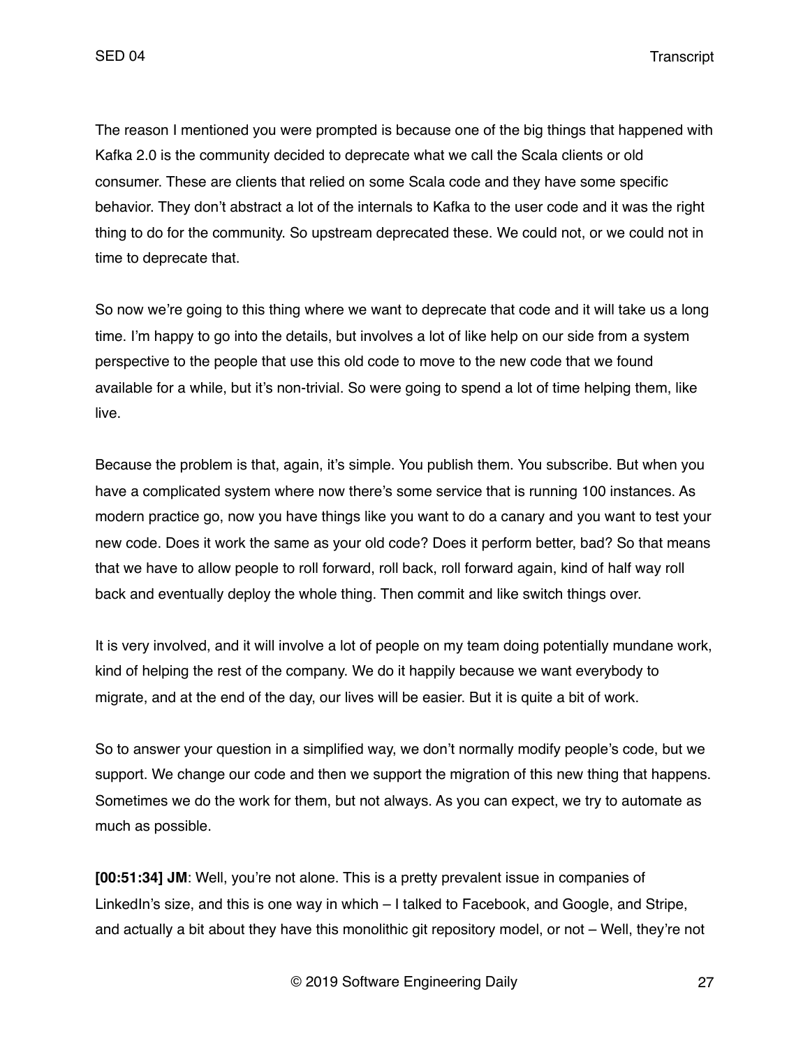The reason I mentioned you were prompted is because one of the big things that happened with Kafka 2.0 is the community decided to deprecate what we call the Scala clients or old consumer. These are clients that relied on some Scala code and they have some specific behavior. They don't abstract a lot of the internals to Kafka to the user code and it was the right thing to do for the community. So upstream deprecated these. We could not, or we could not in time to deprecate that.

So now we're going to this thing where we want to deprecate that code and it will take us a long time. I'm happy to go into the details, but involves a lot of like help on our side from a system perspective to the people that use this old code to move to the new code that we found available for a while, but it's non-trivial. So were going to spend a lot of time helping them, like live.

Because the problem is that, again, it's simple. You publish them. You subscribe. But when you have a complicated system where now there's some service that is running 100 instances. As modern practice go, now you have things like you want to do a canary and you want to test your new code. Does it work the same as your old code? Does it perform better, bad? So that means that we have to allow people to roll forward, roll back, roll forward again, kind of half way roll back and eventually deploy the whole thing. Then commit and like switch things over.

It is very involved, and it will involve a lot of people on my team doing potentially mundane work, kind of helping the rest of the company. We do it happily because we want everybody to migrate, and at the end of the day, our lives will be easier. But it is quite a bit of work.

So to answer your question in a simplified way, we don't normally modify people's code, but we support. We change our code and then we support the migration of this new thing that happens. Sometimes we do the work for them, but not always. As you can expect, we try to automate as much as possible.

**[00:51:34] JM**: Well, you're not alone. This is a pretty prevalent issue in companies of LinkedIn's size, and this is one way in which – I talked to Facebook, and Google, and Stripe, and actually a bit about they have this monolithic git repository model, or not – Well, they're not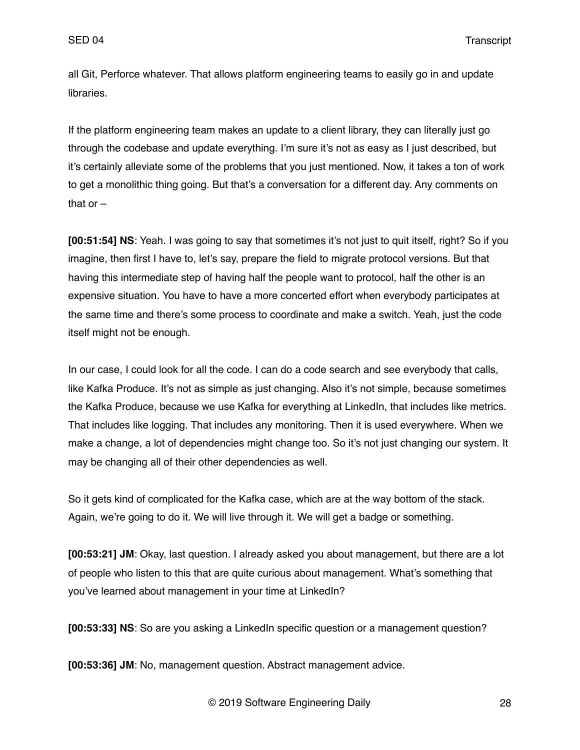all Git, Perforce whatever. That allows platform engineering teams to easily go in and update libraries.

If the platform engineering team makes an update to a client library, they can literally just go through the codebase and update everything. I'm sure it's not as easy as I just described, but it's certainly alleviate some of the problems that you just mentioned. Now, it takes a ton of work to get a monolithic thing going. But that's a conversation for a different day. Any comments on that or –

**[00:51:54] NS**: Yeah. I was going to say that sometimes it's not just to quit itself, right? So if you imagine, then first I have to, let's say, prepare the field to migrate protocol versions. But that having this intermediate step of having half the people want to protocol, half the other is an expensive situation. You have to have a more concerted effort when everybody participates at the same time and there's some process to coordinate and make a switch. Yeah, just the code itself might not be enough.

In our case, I could look for all the code. I can do a code search and see everybody that calls, like Kafka Produce. It's not as simple as just changing. Also it's not simple, because sometimes the Kafka Produce, because we use Kafka for everything at LinkedIn, that includes like metrics. That includes like logging. That includes any monitoring. Then it is used everywhere. When we make a change, a lot of dependencies might change too. So it's not just changing our system. It may be changing all of their other dependencies as well.

So it gets kind of complicated for the Kafka case, which are at the way bottom of the stack. Again, we're going to do it. We will live through it. We will get a badge or something.

**[00:53:21] JM**: Okay, last question. I already asked you about management, but there are a lot of people who listen to this that are quite curious about management. What's something that you've learned about management in your time at LinkedIn?

**[00:53:33] NS**: So are you asking a LinkedIn specific question or a management question?

**[00:53:36] JM**: No, management question. Abstract management advice.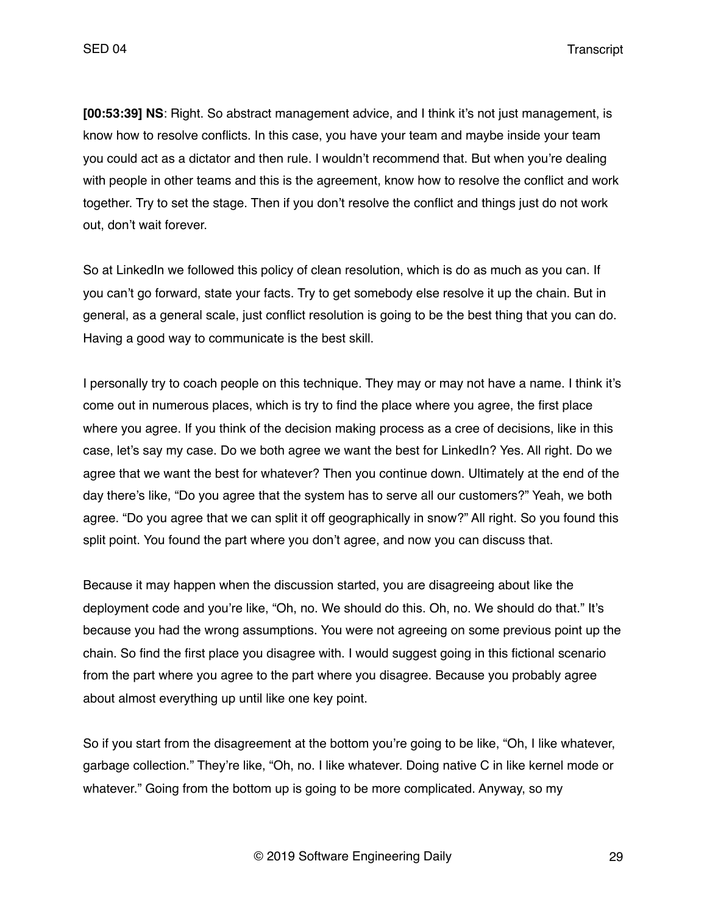**[00:53:39] NS**: Right. So abstract management advice, and I think it's not just management, is know how to resolve conflicts. In this case, you have your team and maybe inside your team you could act as a dictator and then rule. I wouldn't recommend that. But when you're dealing with people in other teams and this is the agreement, know how to resolve the conflict and work together. Try to set the stage. Then if you don't resolve the conflict and things just do not work out, don't wait forever.

So at LinkedIn we followed this policy of clean resolution, which is do as much as you can. If you can't go forward, state your facts. Try to get somebody else resolve it up the chain. But in general, as a general scale, just conflict resolution is going to be the best thing that you can do. Having a good way to communicate is the best skill.

I personally try to coach people on this technique. They may or may not have a name. I think it's come out in numerous places, which is try to find the place where you agree, the first place where you agree. If you think of the decision making process as a cree of decisions, like in this case, let's say my case. Do we both agree we want the best for LinkedIn? Yes. All right. Do we agree that we want the best for whatever? Then you continue down. Ultimately at the end of the day there's like, "Do you agree that the system has to serve all our customers?" Yeah, we both agree. "Do you agree that we can split it off geographically in snow?" All right. So you found this split point. You found the part where you don't agree, and now you can discuss that.

Because it may happen when the discussion started, you are disagreeing about like the deployment code and you're like, "Oh, no. We should do this. Oh, no. We should do that." It's because you had the wrong assumptions. You were not agreeing on some previous point up the chain. So find the first place you disagree with. I would suggest going in this fictional scenario from the part where you agree to the part where you disagree. Because you probably agree about almost everything up until like one key point.

So if you start from the disagreement at the bottom you're going to be like, "Oh, I like whatever, garbage collection." They're like, "Oh, no. I like whatever. Doing native C in like kernel mode or whatever." Going from the bottom up is going to be more complicated. Anyway, so my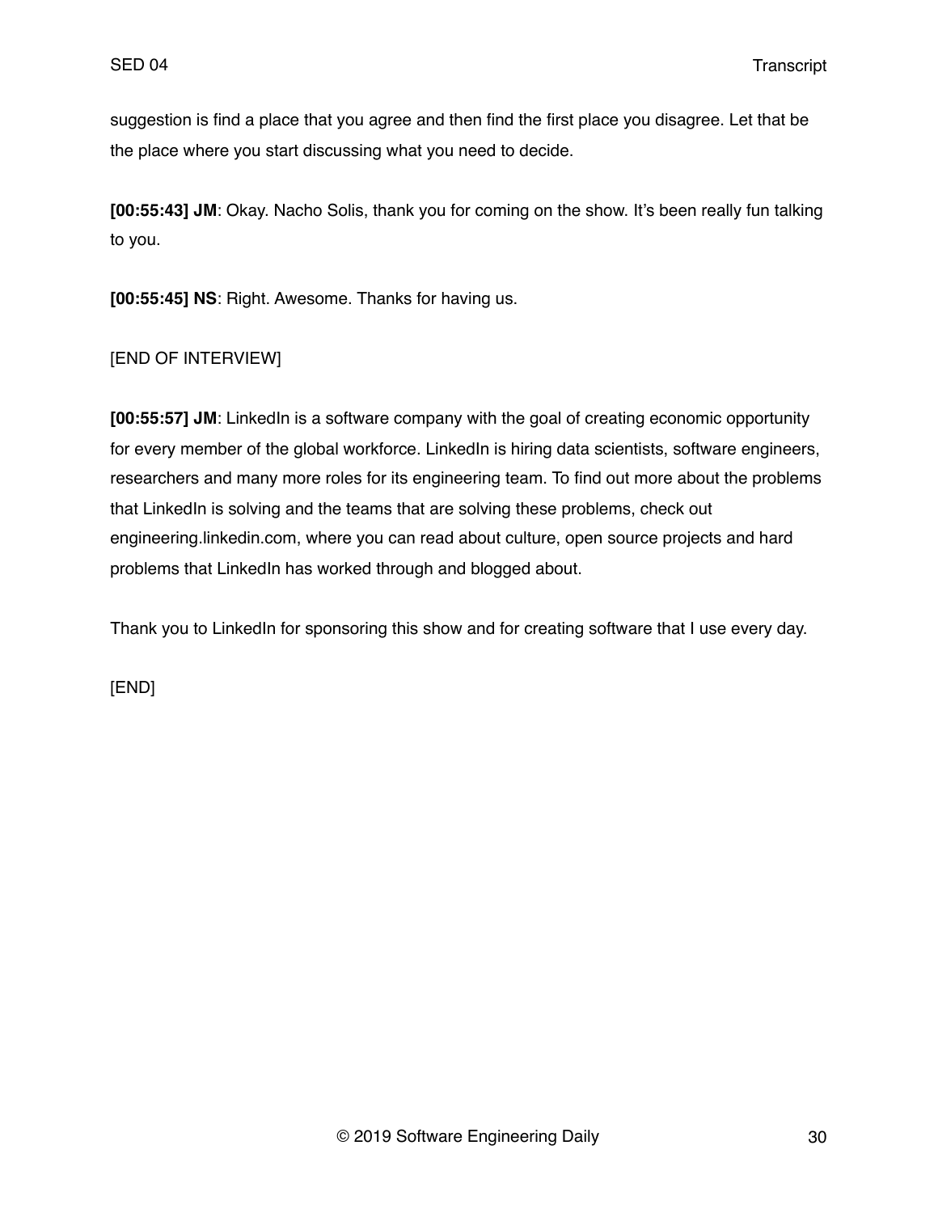suggestion is find a place that you agree and then find the first place you disagree. Let that be the place where you start discussing what you need to decide.

**[00:55:43] JM**: Okay. Nacho Solis, thank you for coming on the show. It's been really fun talking to you.

**[00:55:45] NS**: Right. Awesome. Thanks for having us.

[END OF INTERVIEW]

**[00:55:57] JM**: LinkedIn is a software company with the goal of creating economic opportunity for every member of the global workforce. LinkedIn is hiring data scientists, software engineers, researchers and many more roles for its engineering team. To find out more about the problems that LinkedIn is solving and the teams that are solving these problems, check out engineering.linkedin.com, where you can read about culture, open source projects and hard problems that LinkedIn has worked through and blogged about.

Thank you to LinkedIn for sponsoring this show and for creating software that I use every day.

[END]